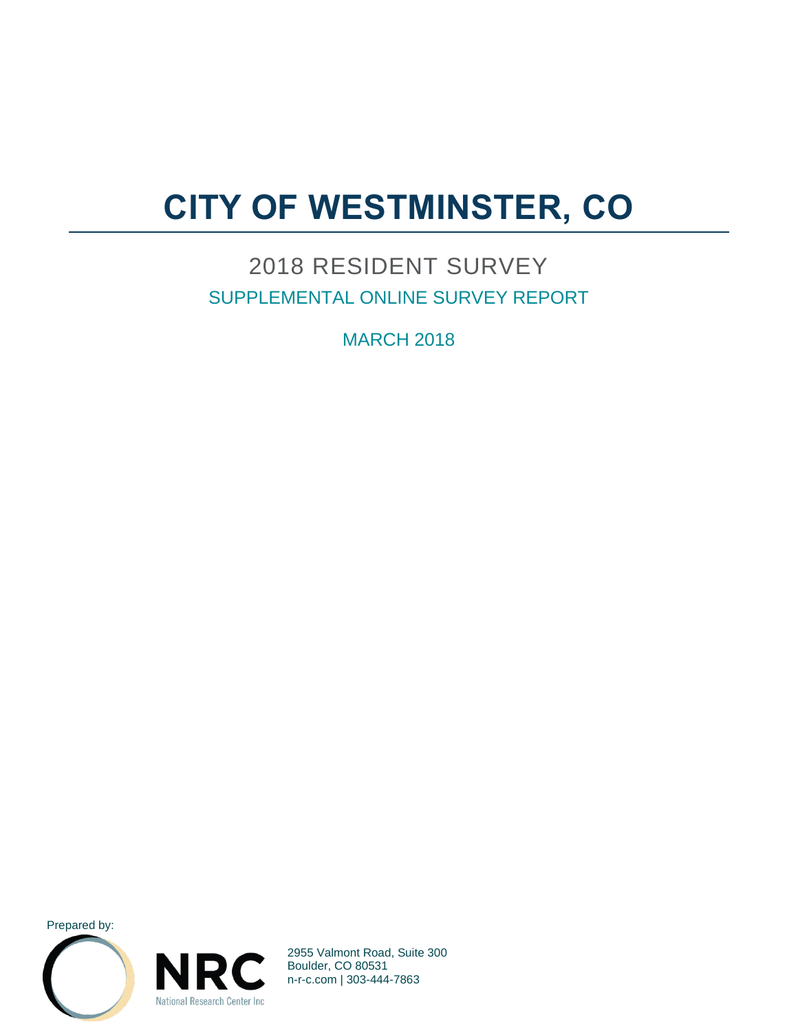# CITY OF WESTMINSTER, CO

## 2018 RESIDENT SURVEY

### SUPPLEMENTAL ONLINE SURVEY REPORT

MARCH 2018

Prepared by:

NRC
National Research Center Inc

2955 Valmont Road, Suite 300
Boulder, CO 80531
n-r-c.com | 303-444-7863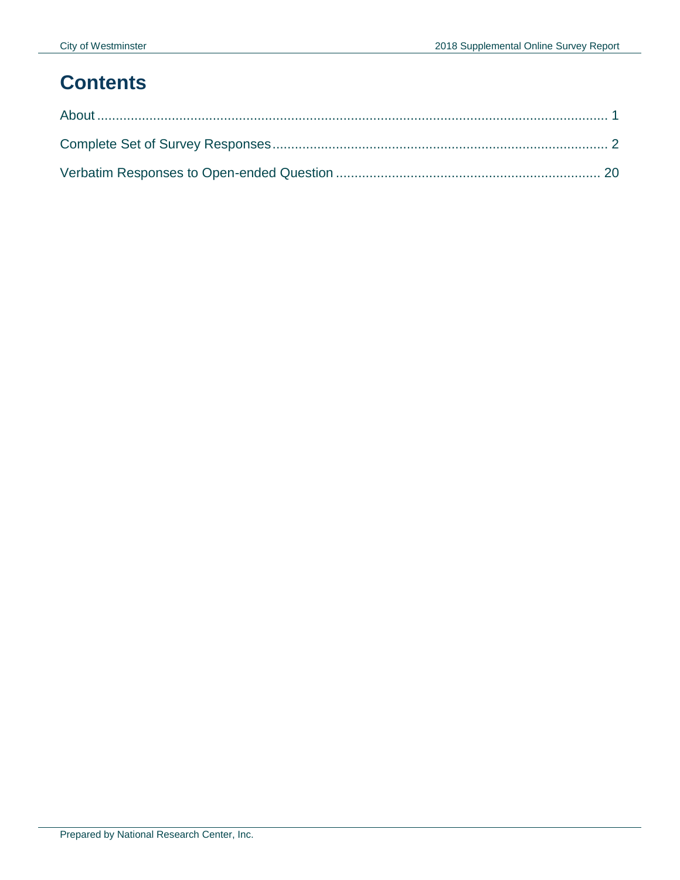# Contents

About ........................................................................................................................................ 1

Complete Set of Survey Responses ........................................................................................ 2

Verbatim Responses to Open-ended Question ....................................................................... 20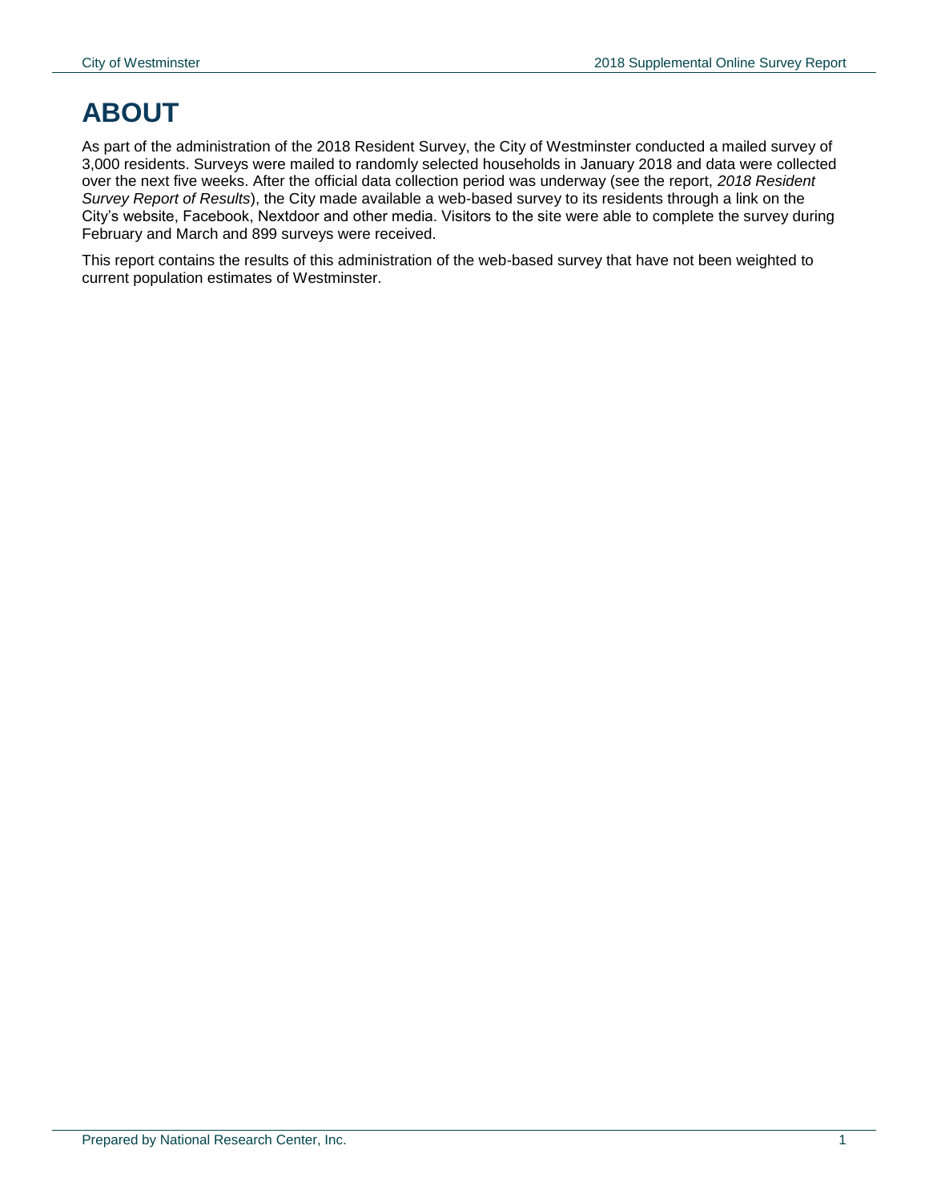# ABOUT

As part of the administration of the 2018 Resident Survey, the City of Westminster conducted a mailed survey of 3,000 residents. Surveys were mailed to randomly selected households in January 2018 and data were collected over the next five weeks. After the official data collection period was underway (see the report, *2018 Resident Survey Report of Results*), the City made available a web-based survey to its residents through a link on the City's website, Facebook, Nextdoor and other media. Visitors to the site were able to complete the survey during February and March and 899 surveys were received.

This report contains the results of this administration of the web-based survey that have not been weighted to current population estimates of Westminster.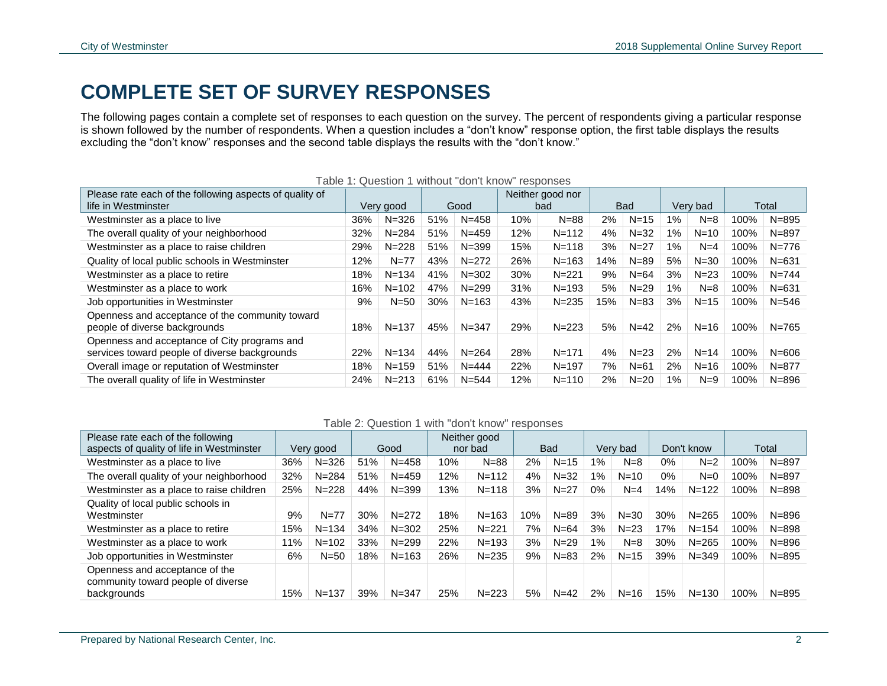# COMPLETE SET OF SURVEY RESPONSES

The following pages contain a complete set of responses to each question on the survey. The percent of respondents giving a particular response is shown followed by the number of respondents. When a question includes a "don't know" response option, the first table displays the results excluding the "don't know" responses and the second table displays the results with the "don't know."

Table 1: Question 1 without "don't know" responses

| Please rate each of the following aspects of quality of life in Westminster | Very good | | Good | | Neither good nor bad | | Bad | | Very bad | | Total | |
|---|---|---|---|---|---|---|---|---|---|---|---|---|
| Westminster as a place to live | 36% | N=326 | 51% | N=458 | 10% | N=88 | 2% | N=15 | 1% | N=8 | 100% | N=895 |
| The overall quality of your neighborhood | 32% | N=284 | 51% | N=459 | 12% | N=112 | 4% | N=32 | 1% | N=10 | 100% | N=897 |
| Westminster as a place to raise children | 29% | N=228 | 51% | N=399 | 15% | N=118 | 3% | N=27 | 1% | N=4 | 100% | N=776 |
| Quality of local public schools in Westminster | 12% | N=77 | 43% | N=272 | 26% | N=163 | 14% | N=89 | 5% | N=30 | 100% | N=631 |
| Westminster as a place to retire | 18% | N=134 | 41% | N=302 | 30% | N=221 | 9% | N=64 | 3% | N=23 | 100% | N=744 |
| Westminster as a place to work | 16% | N=102 | 47% | N=299 | 31% | N=193 | 5% | N=29 | 1% | N=8 | 100% | N=631 |
| Job opportunities in Westminster | 9% | N=50 | 30% | N=163 | 43% | N=235 | 15% | N=83 | 3% | N=15 | 100% | N=546 |
| Openness and acceptance of the community toward people of diverse backgrounds | 18% | N=137 | 45% | N=347 | 29% | N=223 | 5% | N=42 | 2% | N=16 | 100% | N=765 |
| Openness and acceptance of City programs and services toward people of diverse backgrounds | 22% | N=134 | 44% | N=264 | 28% | N=171 | 4% | N=23 | 2% | N=14 | 100% | N=606 |
| Overall image or reputation of Westminster | 18% | N=159 | 51% | N=444 | 22% | N=197 | 7% | N=61 | 2% | N=16 | 100% | N=877 |
| The overall quality of life in Westminster | 24% | N=213 | 61% | N=544 | 12% | N=110 | 2% | N=20 | 1% | N=9 | 100% | N=896 |

Table 2: Question 1 with "don't know" responses

| Please rate each of the following aspects of quality of life in Westminster | Very good | | Good | | Neither good nor bad | | Bad | | Very bad | | Don't know | | Total | |
|---|---|---|---|---|---|---|---|---|---|---|---|---|---|---|
| Westminster as a place to live | 36% | N=326 | 51% | N=458 | 10% | N=88 | 2% | N=15 | 1% | N=8 | 0% | N=2 | 100% | N=897 |
| The overall quality of your neighborhood | 32% | N=284 | 51% | N=459 | 12% | N=112 | 4% | N=32 | 1% | N=10 | 0% | N=0 | 100% | N=897 |
| Westminster as a place to raise children | 25% | N=228 | 44% | N=399 | 13% | N=118 | 3% | N=27 | 0% | N=4 | 14% | N=122 | 100% | N=898 |
| Quality of local public schools in Westminster | 9% | N=77 | 30% | N=272 | 18% | N=163 | 10% | N=89 | 3% | N=30 | 30% | N=265 | 100% | N=896 |
| Westminster as a place to retire | 15% | N=134 | 34% | N=302 | 25% | N=221 | 7% | N=64 | 3% | N=23 | 17% | N=154 | 100% | N=898 |
| Westminster as a place to work | 11% | N=102 | 33% | N=299 | 22% | N=193 | 3% | N=29 | 1% | N=8 | 30% | N=265 | 100% | N=896 |
| Job opportunities in Westminster | 6% | N=50 | 18% | N=163 | 26% | N=235 | 9% | N=83 | 2% | N=15 | 39% | N=349 | 100% | N=895 |
| Openness and acceptance of the community toward people of diverse backgrounds | 15% | N=137 | 39% | N=347 | 25% | N=223 | 5% | N=42 | 2% | N=16 | 15% | N=130 | 100% | N=895 |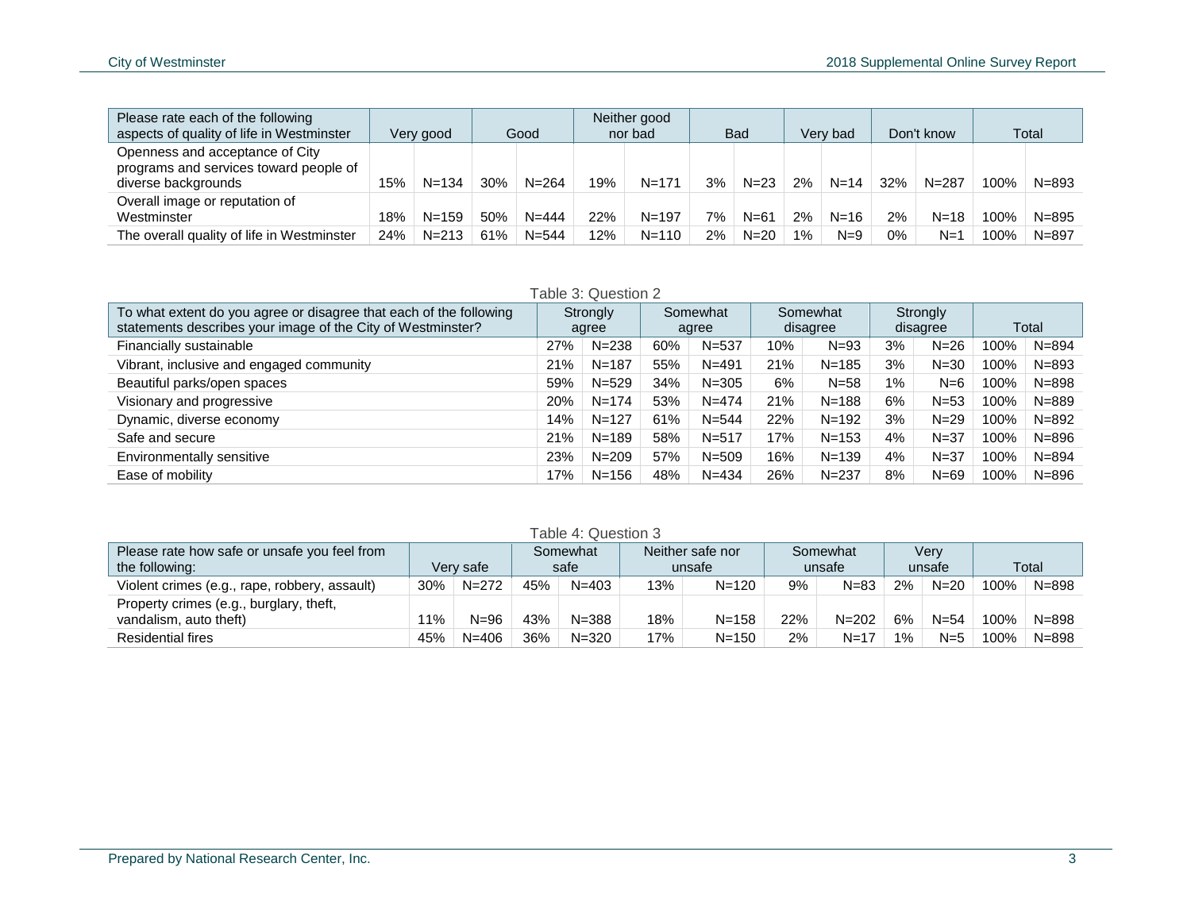| Please rate each of the following aspects of quality of life in Westminster | Very good | | Good | | Neither good nor bad | | Bad | | Very bad | | Don't know | | Total | |
|---|---|---|---|---|---|---|---|---|---|---|---|---|---|---|
| Openness and acceptance of City programs and services toward people of diverse backgrounds | 15% | N=134 | 30% | N=264 | 19% | N=171 | 3% | N=23 | 2% | N=14 | 32% | N=287 | 100% | N=893 |
| Overall image or reputation of Westminster | 18% | N=159 | 50% | N=444 | 22% | N=197 | 7% | N=61 | 2% | N=16 | 2% | N=18 | 100% | N=895 |
| The overall quality of life in Westminster | 24% | N=213 | 61% | N=544 | 12% | N=110 | 2% | N=20 | 1% | N=9 | 0% | N=1 | 100% | N=897 |

Table 3: Question 2

| To what extent do you agree or disagree that each of the following statements describes your image of the City of Westminster? | Strongly agree | | Somewhat agree | | Somewhat disagree | | Strongly disagree | | Total | |
|---|---|---|---|---|---|---|---|---|---|---|
| Financially sustainable | 27% | N=238 | 60% | N=537 | 10% | N=93 | 3% | N=26 | 100% | N=894 |
| Vibrant, inclusive and engaged community | 21% | N=187 | 55% | N=491 | 21% | N=185 | 3% | N=30 | 100% | N=893 |
| Beautiful parks/open spaces | 59% | N=529 | 34% | N=305 | 6% | N=58 | 1% | N=6 | 100% | N=898 |
| Visionary and progressive | 20% | N=174 | 53% | N=474 | 21% | N=188 | 6% | N=53 | 100% | N=889 |
| Dynamic, diverse economy | 14% | N=127 | 61% | N=544 | 22% | N=192 | 3% | N=29 | 100% | N=892 |
| Safe and secure | 21% | N=189 | 58% | N=517 | 17% | N=153 | 4% | N=37 | 100% | N=896 |
| Environmentally sensitive | 23% | N=209 | 57% | N=509 | 16% | N=139 | 4% | N=37 | 100% | N=894 |
| Ease of mobility | 17% | N=156 | 48% | N=434 | 26% | N=237 | 8% | N=69 | 100% | N=896 |

Table 4: Question 3

| Please rate how safe or unsafe you feel from the following: | Very safe | | Somewhat safe | | Neither safe nor unsafe | | Somewhat unsafe | | Very unsafe | | Total | |
|---|---|---|---|---|---|---|---|---|---|---|---|---|
| Violent crimes (e.g., rape, robbery, assault) | 30% | N=272 | 45% | N=403 | 13% | N=120 | 9% | N=83 | 2% | N=20 | 100% | N=898 |
| Property crimes (e.g., burglary, theft, vandalism, auto theft) | 11% | N=96 | 43% | N=388 | 18% | N=158 | 22% | N=202 | 6% | N=54 | 100% | N=898 |
| Residential fires | 45% | N=406 | 36% | N=320 | 17% | N=150 | 2% | N=17 | 1% | N=5 | 100% | N=898 |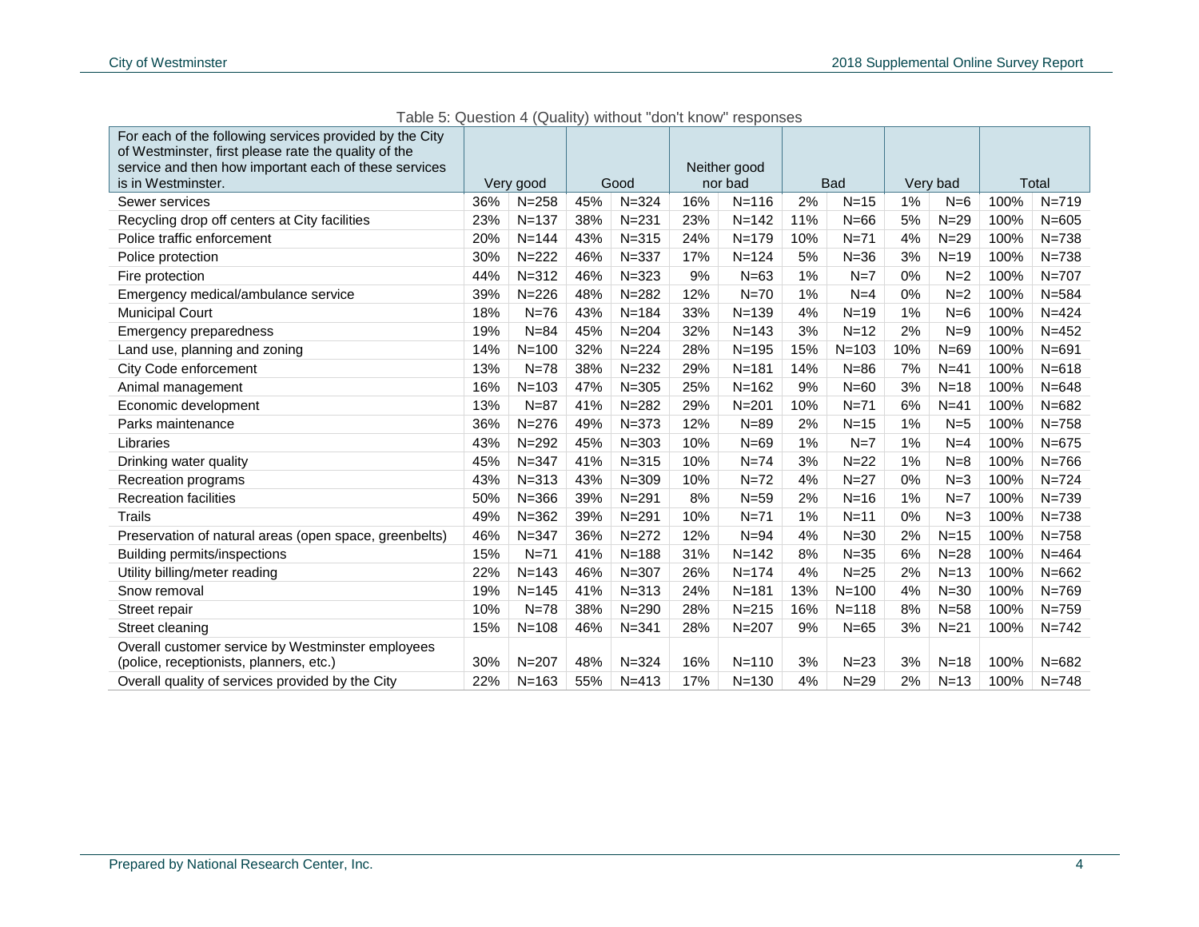Table 5: Question 4 (Quality) without "don't know" responses

| For each of the following services provided by the City of Westminster, first please rate the quality of the service and then how important each of these services is in Westminster. | Very good | | Good | | Neither good nor bad | | Bad | | Very bad | | Total | |
|---|---|---|---|---|---|---|---|---|---|---|---|---|
| Sewer services | 36% | N=258 | 45% | N=324 | 16% | N=116 | 2% | N=15 | 1% | N=6 | 100% | N=719 |
| Recycling drop off centers at City facilities | 23% | N=137 | 38% | N=231 | 23% | N=142 | 11% | N=66 | 5% | N=29 | 100% | N=605 |
| Police traffic enforcement | 20% | N=144 | 43% | N=315 | 24% | N=179 | 10% | N=71 | 4% | N=29 | 100% | N=738 |
| Police protection | 30% | N=222 | 46% | N=337 | 17% | N=124 | 5% | N=36 | 3% | N=19 | 100% | N=738 |
| Fire protection | 44% | N=312 | 46% | N=323 | 9% | N=63 | 1% | N=7 | 0% | N=2 | 100% | N=707 |
| Emergency medical/ambulance service | 39% | N=226 | 48% | N=282 | 12% | N=70 | 1% | N=4 | 0% | N=2 | 100% | N=584 |
| Municipal Court | 18% | N=76 | 43% | N=184 | 33% | N=139 | 4% | N=19 | 1% | N=6 | 100% | N=424 |
| Emergency preparedness | 19% | N=84 | 45% | N=204 | 32% | N=143 | 3% | N=12 | 2% | N=9 | 100% | N=452 |
| Land use, planning and zoning | 14% | N=100 | 32% | N=224 | 28% | N=195 | 15% | N=103 | 10% | N=69 | 100% | N=691 |
| City Code enforcement | 13% | N=78 | 38% | N=232 | 29% | N=181 | 14% | N=86 | 7% | N=41 | 100% | N=618 |
| Animal management | 16% | N=103 | 47% | N=305 | 25% | N=162 | 9% | N=60 | 3% | N=18 | 100% | N=648 |
| Economic development | 13% | N=87 | 41% | N=282 | 29% | N=201 | 10% | N=71 | 6% | N=41 | 100% | N=682 |
| Parks maintenance | 36% | N=276 | 49% | N=373 | 12% | N=89 | 2% | N=15 | 1% | N=5 | 100% | N=758 |
| Libraries | 43% | N=292 | 45% | N=303 | 10% | N=69 | 1% | N=7 | 1% | N=4 | 100% | N=675 |
| Drinking water quality | 45% | N=347 | 41% | N=315 | 10% | N=74 | 3% | N=22 | 1% | N=8 | 100% | N=766 |
| Recreation programs | 43% | N=313 | 43% | N=309 | 10% | N=72 | 4% | N=27 | 0% | N=3 | 100% | N=724 |
| Recreation facilities | 50% | N=366 | 39% | N=291 | 8% | N=59 | 2% | N=16 | 1% | N=7 | 100% | N=739 |
| Trails | 49% | N=362 | 39% | N=291 | 10% | N=71 | 1% | N=11 | 0% | N=3 | 100% | N=738 |
| Preservation of natural areas (open space, greenbelts) | 46% | N=347 | 36% | N=272 | 12% | N=94 | 4% | N=30 | 2% | N=15 | 100% | N=758 |
| Building permits/inspections | 15% | N=71 | 41% | N=188 | 31% | N=142 | 8% | N=35 | 6% | N=28 | 100% | N=464 |
| Utility billing/meter reading | 22% | N=143 | 46% | N=307 | 26% | N=174 | 4% | N=25 | 2% | N=13 | 100% | N=662 |
| Snow removal | 19% | N=145 | 41% | N=313 | 24% | N=181 | 13% | N=100 | 4% | N=30 | 100% | N=769 |
| Street repair | 10% | N=78 | 38% | N=290 | 28% | N=215 | 16% | N=118 | 8% | N=58 | 100% | N=759 |
| Street cleaning | 15% | N=108 | 46% | N=341 | 28% | N=207 | 9% | N=65 | 3% | N=21 | 100% | N=742 |
| Overall customer service by Westminster employees (police, receptionists, planners, etc.) | 30% | N=207 | 48% | N=324 | 16% | N=110 | 3% | N=23 | 3% | N=18 | 100% | N=682 |
| Overall quality of services provided by the City | 22% | N=163 | 55% | N=413 | 17% | N=130 | 4% | N=29 | 2% | N=13 | 100% | N=748 |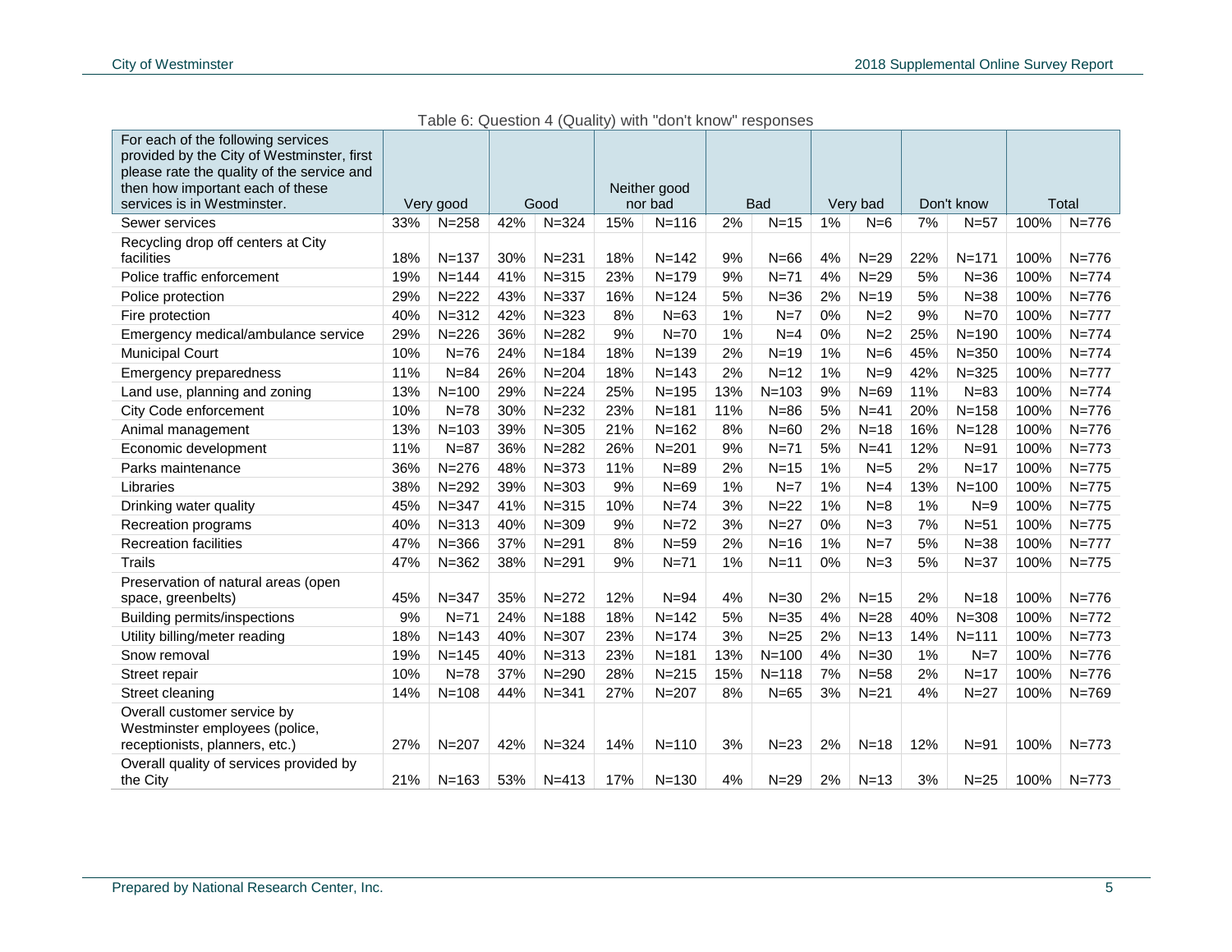Table 6: Question 4 (Quality) with "don't know" responses

| For each of the following services provided by the City of Westminster, first please rate the quality of the service and then how important each of these services is in Westminster. | Very good | | Good | | Neither good nor bad | | Bad | | Very bad | | Don't know | | Total | |
|---|---|---|---|---|---|---|---|---|---|---|---|---|---|---|
| Sewer services | 33% | N=258 | 42% | N=324 | 15% | N=116 | 2% | N=15 | 1% | N=6 | 7% | N=57 | 100% | N=776 |
| Recycling drop off centers at City facilities | 18% | N=137 | 30% | N=231 | 18% | N=142 | 9% | N=66 | 4% | N=29 | 22% | N=171 | 100% | N=776 |
| Police traffic enforcement | 19% | N=144 | 41% | N=315 | 23% | N=179 | 9% | N=71 | 4% | N=29 | 5% | N=36 | 100% | N=774 |
| Police protection | 29% | N=222 | 43% | N=337 | 16% | N=124 | 5% | N=36 | 2% | N=19 | 5% | N=38 | 100% | N=776 |
| Fire protection | 40% | N=312 | 42% | N=323 | 8% | N=63 | 1% | N=7 | 0% | N=2 | 9% | N=70 | 100% | N=777 |
| Emergency medical/ambulance service | 29% | N=226 | 36% | N=282 | 9% | N=70 | 1% | N=4 | 0% | N=2 | 25% | N=190 | 100% | N=774 |
| Municipal Court | 10% | N=76 | 24% | N=184 | 18% | N=139 | 2% | N=19 | 1% | N=6 | 45% | N=350 | 100% | N=774 |
| Emergency preparedness | 11% | N=84 | 26% | N=204 | 18% | N=143 | 2% | N=12 | 1% | N=9 | 42% | N=325 | 100% | N=777 |
| Land use, planning and zoning | 13% | N=100 | 29% | N=224 | 25% | N=195 | 13% | N=103 | 9% | N=69 | 11% | N=83 | 100% | N=774 |
| City Code enforcement | 10% | N=78 | 30% | N=232 | 23% | N=181 | 11% | N=86 | 5% | N=41 | 20% | N=158 | 100% | N=776 |
| Animal management | 13% | N=103 | 39% | N=305 | 21% | N=162 | 8% | N=60 | 2% | N=18 | 16% | N=128 | 100% | N=776 |
| Economic development | 11% | N=87 | 36% | N=282 | 26% | N=201 | 9% | N=71 | 5% | N=41 | 12% | N=91 | 100% | N=773 |
| Parks maintenance | 36% | N=276 | 48% | N=373 | 11% | N=89 | 2% | N=15 | 1% | N=5 | 2% | N=17 | 100% | N=775 |
| Libraries | 38% | N=292 | 39% | N=303 | 9% | N=69 | 1% | N=7 | 1% | N=4 | 13% | N=100 | 100% | N=775 |
| Drinking water quality | 45% | N=347 | 41% | N=315 | 10% | N=74 | 3% | N=22 | 1% | N=8 | 1% | N=9 | 100% | N=775 |
| Recreation programs | 40% | N=313 | 40% | N=309 | 9% | N=72 | 3% | N=27 | 0% | N=3 | 7% | N=51 | 100% | N=775 |
| Recreation facilities | 47% | N=366 | 37% | N=291 | 8% | N=59 | 2% | N=16 | 1% | N=7 | 5% | N=38 | 100% | N=777 |
| Trails | 47% | N=362 | 38% | N=291 | 9% | N=71 | 1% | N=11 | 0% | N=3 | 5% | N=37 | 100% | N=775 |
| Preservation of natural areas (open space, greenbelts) | 45% | N=347 | 35% | N=272 | 12% | N=94 | 4% | N=30 | 2% | N=15 | 2% | N=18 | 100% | N=776 |
| Building permits/inspections | 9% | N=71 | 24% | N=188 | 18% | N=142 | 5% | N=35 | 4% | N=28 | 40% | N=308 | 100% | N=772 |
| Utility billing/meter reading | 18% | N=143 | 40% | N=307 | 23% | N=174 | 3% | N=25 | 2% | N=13 | 14% | N=111 | 100% | N=773 |
| Snow removal | 19% | N=145 | 40% | N=313 | 23% | N=181 | 13% | N=100 | 4% | N=30 | 1% | N=7 | 100% | N=776 |
| Street repair | 10% | N=78 | 37% | N=290 | 28% | N=215 | 15% | N=118 | 7% | N=58 | 2% | N=17 | 100% | N=776 |
| Street cleaning | 14% | N=108 | 44% | N=341 | 27% | N=207 | 8% | N=65 | 3% | N=21 | 4% | N=27 | 100% | N=769 |
| Overall customer service by Westminster employees (police, receptionists, planners, etc.) | 27% | N=207 | 42% | N=324 | 14% | N=110 | 3% | N=23 | 2% | N=18 | 12% | N=91 | 100% | N=773 |
| Overall quality of services provided by the City | 21% | N=163 | 53% | N=413 | 17% | N=130 | 4% | N=29 | 2% | N=13 | 3% | N=25 | 100% | N=773 |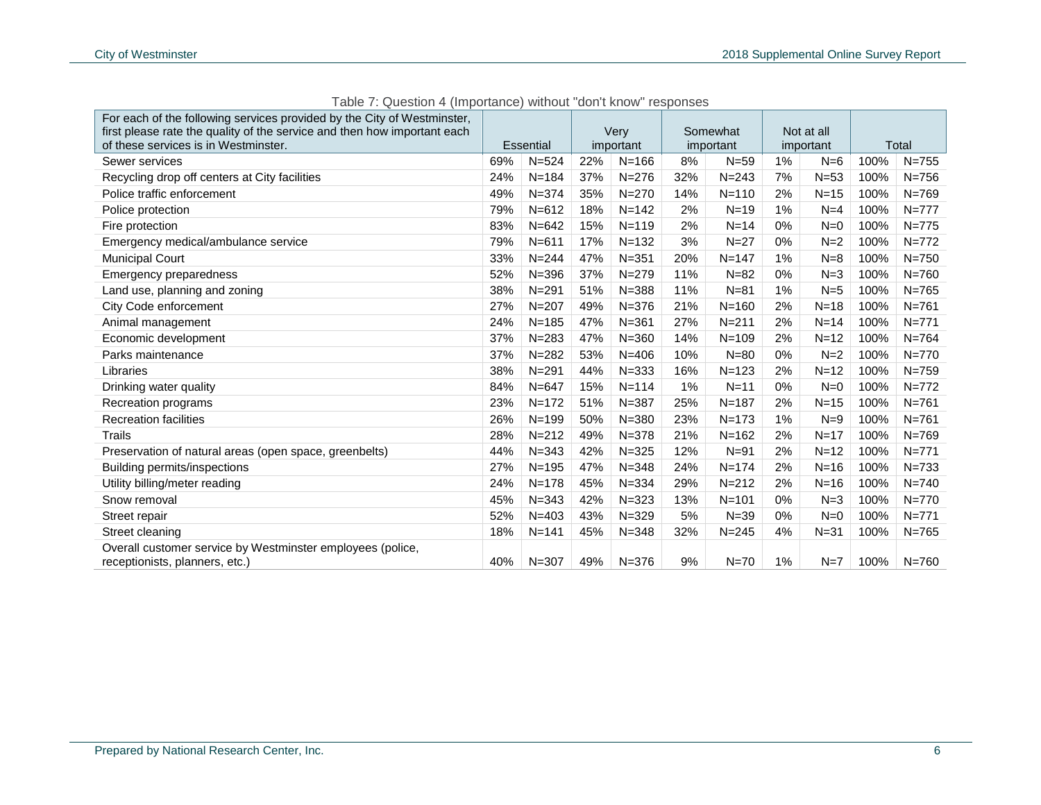Table 7: Question 4 (Importance) without "don't know" responses

| For each of the following services provided by the City of Westminster, first please rate the quality of the service and then how important each of these services is in Westminster. | Essential | | Very important | | Somewhat important | | Not at all important | | Total | |
|---|---|---|---|---|---|---|---|---|---|---|
| Sewer services | 69% | N=524 | 22% | N=166 | 8% | N=59 | 1% | N=6 | 100% | N=755 |
| Recycling drop off centers at City facilities | 24% | N=184 | 37% | N=276 | 32% | N=243 | 7% | N=53 | 100% | N=756 |
| Police traffic enforcement | 49% | N=374 | 35% | N=270 | 14% | N=110 | 2% | N=15 | 100% | N=769 |
| Police protection | 79% | N=612 | 18% | N=142 | 2% | N=19 | 1% | N=4 | 100% | N=777 |
| Fire protection | 83% | N=642 | 15% | N=119 | 2% | N=14 | 0% | N=0 | 100% | N=775 |
| Emergency medical/ambulance service | 79% | N=611 | 17% | N=132 | 3% | N=27 | 0% | N=2 | 100% | N=772 |
| Municipal Court | 33% | N=244 | 47% | N=351 | 20% | N=147 | 1% | N=8 | 100% | N=750 |
| Emergency preparedness | 52% | N=396 | 37% | N=279 | 11% | N=82 | 0% | N=3 | 100% | N=760 |
| Land use, planning and zoning | 38% | N=291 | 51% | N=388 | 11% | N=81 | 1% | N=5 | 100% | N=765 |
| City Code enforcement | 27% | N=207 | 49% | N=376 | 21% | N=160 | 2% | N=18 | 100% | N=761 |
| Animal management | 24% | N=185 | 47% | N=361 | 27% | N=211 | 2% | N=14 | 100% | N=771 |
| Economic development | 37% | N=283 | 47% | N=360 | 14% | N=109 | 2% | N=12 | 100% | N=764 |
| Parks maintenance | 37% | N=282 | 53% | N=406 | 10% | N=80 | 0% | N=2 | 100% | N=770 |
| Libraries | 38% | N=291 | 44% | N=333 | 16% | N=123 | 2% | N=12 | 100% | N=759 |
| Drinking water quality | 84% | N=647 | 15% | N=114 | 1% | N=11 | 0% | N=0 | 100% | N=772 |
| Recreation programs | 23% | N=172 | 51% | N=387 | 25% | N=187 | 2% | N=15 | 100% | N=761 |
| Recreation facilities | 26% | N=199 | 50% | N=380 | 23% | N=173 | 1% | N=9 | 100% | N=761 |
| Trails | 28% | N=212 | 49% | N=378 | 21% | N=162 | 2% | N=17 | 100% | N=769 |
| Preservation of natural areas (open space, greenbelts) | 44% | N=343 | 42% | N=325 | 12% | N=91 | 2% | N=12 | 100% | N=771 |
| Building permits/inspections | 27% | N=195 | 47% | N=348 | 24% | N=174 | 2% | N=16 | 100% | N=733 |
| Utility billing/meter reading | 24% | N=178 | 45% | N=334 | 29% | N=212 | 2% | N=16 | 100% | N=740 |
| Snow removal | 45% | N=343 | 42% | N=323 | 13% | N=101 | 0% | N=3 | 100% | N=770 |
| Street repair | 52% | N=403 | 43% | N=329 | 5% | N=39 | 0% | N=0 | 100% | N=771 |
| Street cleaning | 18% | N=141 | 45% | N=348 | 32% | N=245 | 4% | N=31 | 100% | N=765 |
| Overall customer service by Westminster employees (police, receptionists, planners, etc.) | 40% | N=307 | 49% | N=376 | 9% | N=70 | 1% | N=7 | 100% | N=760 |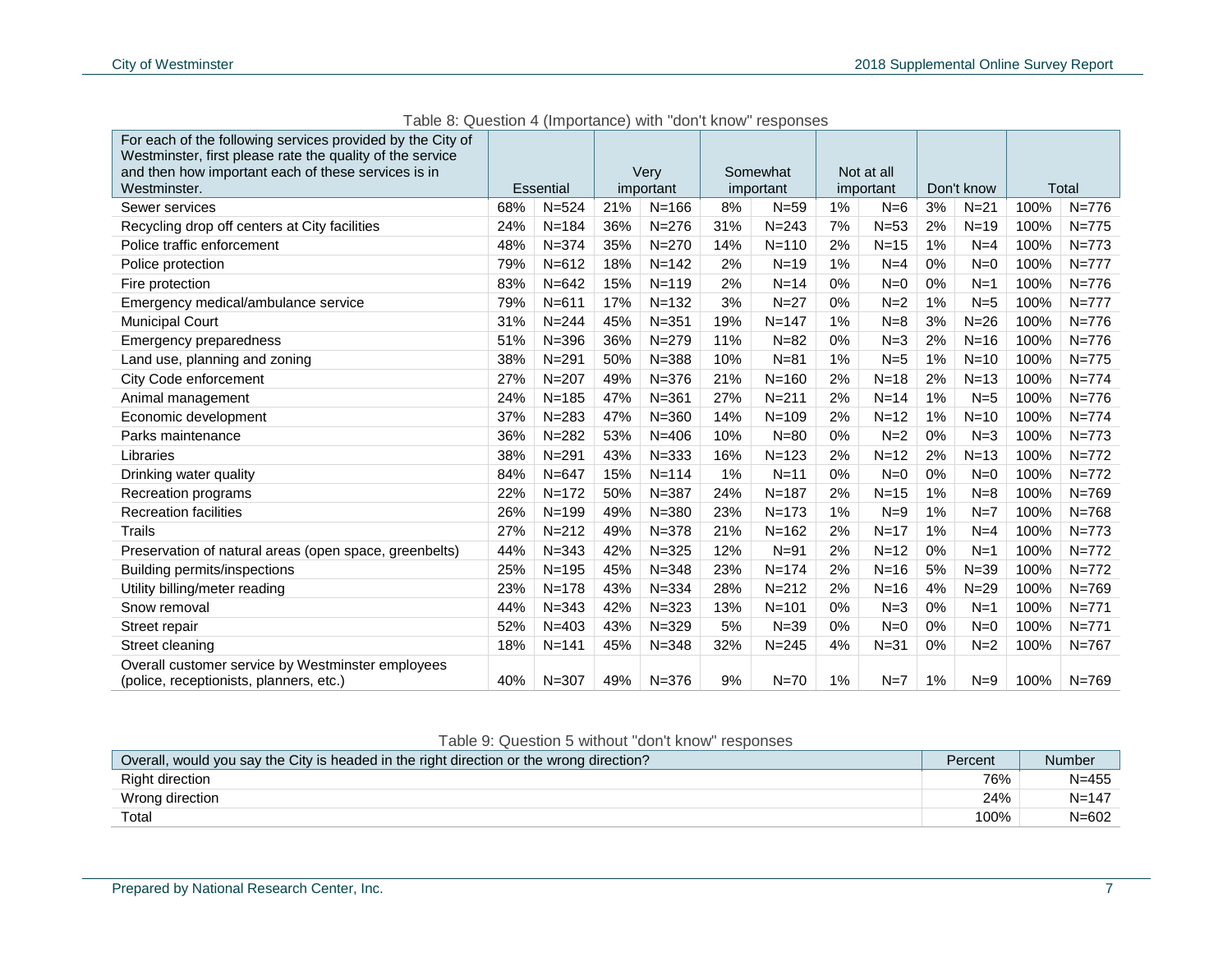Table 8: Question 4 (Importance) with "don't know" responses

| For each of the following services provided by the City of Westminster, first please rate the quality of the service and then how important each of these services is in Westminster. | Essential | | Very important | | Somewhat important | | Not at all important | | Don't know | | Total | |
|---|---|---|---|---|---|---|---|---|---|---|---|---|
| Sewer services | 68% | N=524 | 21% | N=166 | 8% | N=59 | 1% | N=6 | 3% | N=21 | 100% | N=776 |
| Recycling drop off centers at City facilities | 24% | N=184 | 36% | N=276 | 31% | N=243 | 7% | N=53 | 2% | N=19 | 100% | N=775 |
| Police traffic enforcement | 48% | N=374 | 35% | N=270 | 14% | N=110 | 2% | N=15 | 1% | N=4 | 100% | N=773 |
| Police protection | 79% | N=612 | 18% | N=142 | 2% | N=19 | 1% | N=4 | 0% | N=0 | 100% | N=777 |
| Fire protection | 83% | N=642 | 15% | N=119 | 2% | N=14 | 0% | N=0 | 0% | N=1 | 100% | N=776 |
| Emergency medical/ambulance service | 79% | N=611 | 17% | N=132 | 3% | N=27 | 0% | N=2 | 1% | N=5 | 100% | N=777 |
| Municipal Court | 31% | N=244 | 45% | N=351 | 19% | N=147 | 1% | N=8 | 3% | N=26 | 100% | N=776 |
| Emergency preparedness | 51% | N=396 | 36% | N=279 | 11% | N=82 | 0% | N=3 | 2% | N=16 | 100% | N=776 |
| Land use, planning and zoning | 38% | N=291 | 50% | N=388 | 10% | N=81 | 1% | N=5 | 1% | N=10 | 100% | N=775 |
| City Code enforcement | 27% | N=207 | 49% | N=376 | 21% | N=160 | 2% | N=18 | 2% | N=13 | 100% | N=774 |
| Animal management | 24% | N=185 | 47% | N=361 | 27% | N=211 | 2% | N=14 | 1% | N=5 | 100% | N=776 |
| Economic development | 37% | N=283 | 47% | N=360 | 14% | N=109 | 2% | N=12 | 1% | N=10 | 100% | N=774 |
| Parks maintenance | 36% | N=282 | 53% | N=406 | 10% | N=80 | 0% | N=2 | 0% | N=3 | 100% | N=773 |
| Libraries | 38% | N=291 | 43% | N=333 | 16% | N=123 | 2% | N=12 | 2% | N=13 | 100% | N=772 |
| Drinking water quality | 84% | N=647 | 15% | N=114 | 1% | N=11 | 0% | N=0 | 0% | N=0 | 100% | N=772 |
| Recreation programs | 22% | N=172 | 50% | N=387 | 24% | N=187 | 2% | N=15 | 1% | N=8 | 100% | N=769 |
| Recreation facilities | 26% | N=199 | 49% | N=380 | 23% | N=173 | 1% | N=9 | 1% | N=7 | 100% | N=768 |
| Trails | 27% | N=212 | 49% | N=378 | 21% | N=162 | 2% | N=17 | 1% | N=4 | 100% | N=773 |
| Preservation of natural areas (open space, greenbelts) | 44% | N=343 | 42% | N=325 | 12% | N=91 | 2% | N=12 | 0% | N=1 | 100% | N=772 |
| Building permits/inspections | 25% | N=195 | 45% | N=348 | 23% | N=174 | 2% | N=16 | 5% | N=39 | 100% | N=772 |
| Utility billing/meter reading | 23% | N=178 | 43% | N=334 | 28% | N=212 | 2% | N=16 | 4% | N=29 | 100% | N=769 |
| Snow removal | 44% | N=343 | 42% | N=323 | 13% | N=101 | 0% | N=3 | 0% | N=1 | 100% | N=771 |
| Street repair | 52% | N=403 | 43% | N=329 | 5% | N=39 | 0% | N=0 | 0% | N=0 | 100% | N=771 |
| Street cleaning | 18% | N=141 | 45% | N=348 | 32% | N=245 | 4% | N=31 | 0% | N=2 | 100% | N=767 |
| Overall customer service by Westminster employees (police, receptionists, planners, etc.) | 40% | N=307 | 49% | N=376 | 9% | N=70 | 1% | N=7 | 1% | N=9 | 100% | N=769 |

Table 9: Question 5 without "don't know" responses

| Overall, would you say the City is headed in the right direction or the wrong direction? | Percent | Number |
|---|---|---|
| Right direction | 76% | N=455 |
| Wrong direction | 24% | N=147 |
| Total | 100% | N=602 |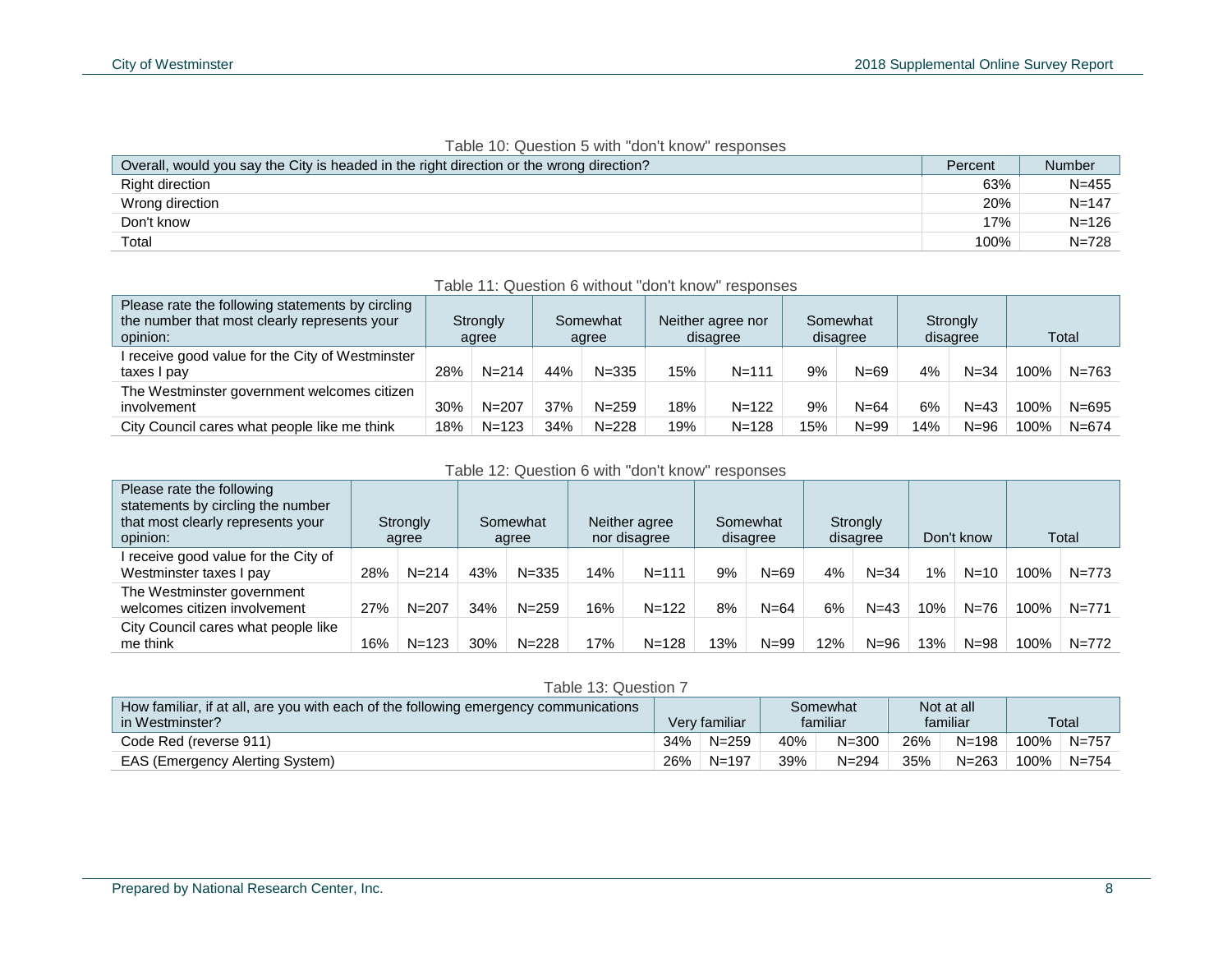Table 10: Question 5 with "don't know" responses

| Overall, would you say the City is headed in the right direction or the wrong direction? | Percent | Number |
|---|---|---|
| Right direction | 63% | N=455 |
| Wrong direction | 20% | N=147 |
| Don't know | 17% | N=126 |
| Total | 100% | N=728 |

Table 11: Question 6 without "don't know" responses

| Please rate the following statements by circling the number that most clearly represents your opinion: | Strongly agree | | Somewhat agree | | Neither agree nor disagree | | Somewhat disagree | | Strongly disagree | | Total | |
|---|---|---|---|---|---|---|---|---|---|---|---|---|
| I receive good value for the City of Westminster taxes I pay | 28% | N=214 | 44% | N=335 | 15% | N=111 | 9% | N=69 | 4% | N=34 | 100% | N=763 |
| The Westminster government welcomes citizen involvement | 30% | N=207 | 37% | N=259 | 18% | N=122 | 9% | N=64 | 6% | N=43 | 100% | N=695 |
| City Council cares what people like me think | 18% | N=123 | 34% | N=228 | 19% | N=128 | 15% | N=99 | 14% | N=96 | 100% | N=674 |

Table 12: Question 6 with "don't know" responses

| Please rate the following statements by circling the number that most clearly represents your opinion: | Strongly agree | | Somewhat agree | | Neither agree nor disagree | | Somewhat disagree | | Strongly disagree | | Don't know | | Total | |
|---|---|---|---|---|---|---|---|---|---|---|---|---|---|---|
| I receive good value for the City of Westminster taxes I pay | 28% | N=214 | 43% | N=335 | 14% | N=111 | 9% | N=69 | 4% | N=34 | 1% | N=10 | 100% | N=773 |
| The Westminster government welcomes citizen involvement | 27% | N=207 | 34% | N=259 | 16% | N=122 | 8% | N=64 | 6% | N=43 | 10% | N=76 | 100% | N=771 |
| City Council cares what people like me think | 16% | N=123 | 30% | N=228 | 17% | N=128 | 13% | N=99 | 12% | N=96 | 13% | N=98 | 100% | N=772 |

Table 13: Question 7

| How familiar, if at all, are you with each of the following emergency communications in Westminster? | Very familiar | | Somewhat familiar | | Not at all familiar | | Total | |
|---|---|---|---|---|---|---|---|---|
| Code Red (reverse 911) | 34% | N=259 | 40% | N=300 | 26% | N=198 | 100% | N=757 |
| EAS (Emergency Alerting System) | 26% | N=197 | 39% | N=294 | 35% | N=263 | 100% | N=754 |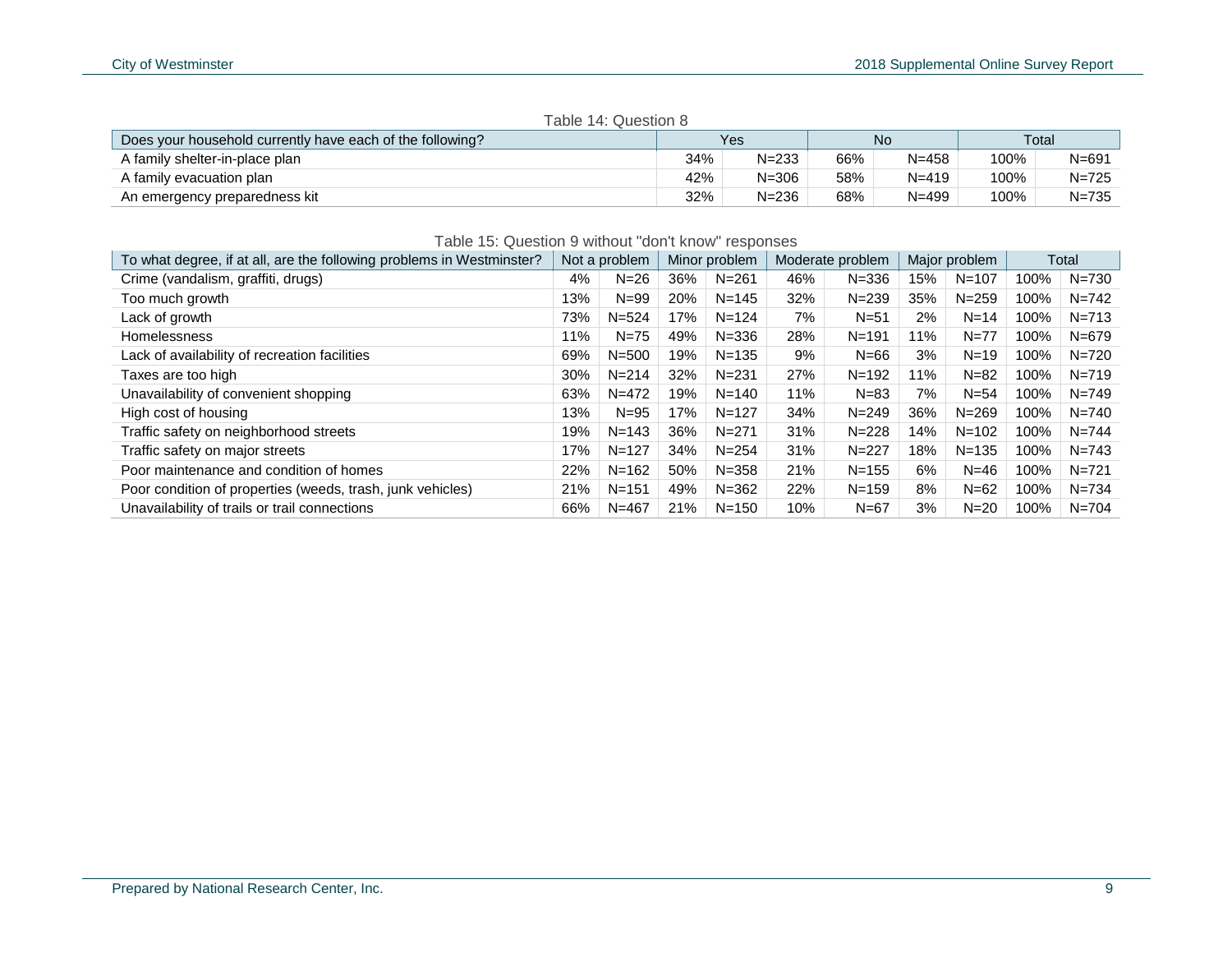Table 14: Question 8

| Does your household currently have each of the following? | Yes | | No | | Total | |
|---|---|---|---|---|---|---|
| A family shelter-in-place plan | 34% | N=233 | 66% | N=458 | 100% | N=691 |
| A family evacuation plan | 42% | N=306 | 58% | N=419 | 100% | N=725 |
| An emergency preparedness kit | 32% | N=236 | 68% | N=499 | 100% | N=735 |

Table 15: Question 9 without "don't know" responses

| To what degree, if at all, are the following problems in Westminster? | Not a problem | | Minor problem | | Moderate problem | | Major problem | | Total | |
|---|---|---|---|---|---|---|---|---|---|---|
| Crime (vandalism, graffiti, drugs) | 4% | N=26 | 36% | N=261 | 46% | N=336 | 15% | N=107 | 100% | N=730 |
| Too much growth | 13% | N=99 | 20% | N=145 | 32% | N=239 | 35% | N=259 | 100% | N=742 |
| Lack of growth | 73% | N=524 | 17% | N=124 | 7% | N=51 | 2% | N=14 | 100% | N=713 |
| Homelessness | 11% | N=75 | 49% | N=336 | 28% | N=191 | 11% | N=77 | 100% | N=679 |
| Lack of availability of recreation facilities | 69% | N=500 | 19% | N=135 | 9% | N=66 | 3% | N=19 | 100% | N=720 |
| Taxes are too high | 30% | N=214 | 32% | N=231 | 27% | N=192 | 11% | N=82 | 100% | N=719 |
| Unavailability of convenient shopping | 63% | N=472 | 19% | N=140 | 11% | N=83 | 7% | N=54 | 100% | N=749 |
| High cost of housing | 13% | N=95 | 17% | N=127 | 34% | N=249 | 36% | N=269 | 100% | N=740 |
| Traffic safety on neighborhood streets | 19% | N=143 | 36% | N=271 | 31% | N=228 | 14% | N=102 | 100% | N=744 |
| Traffic safety on major streets | 17% | N=127 | 34% | N=254 | 31% | N=227 | 18% | N=135 | 100% | N=743 |
| Poor maintenance and condition of homes | 22% | N=162 | 50% | N=358 | 21% | N=155 | 6% | N=46 | 100% | N=721 |
| Poor condition of properties (weeds, trash, junk vehicles) | 21% | N=151 | 49% | N=362 | 22% | N=159 | 8% | N=62 | 100% | N=734 |
| Unavailability of trails or trail connections | 66% | N=467 | 21% | N=150 | 10% | N=67 | 3% | N=20 | 100% | N=704 |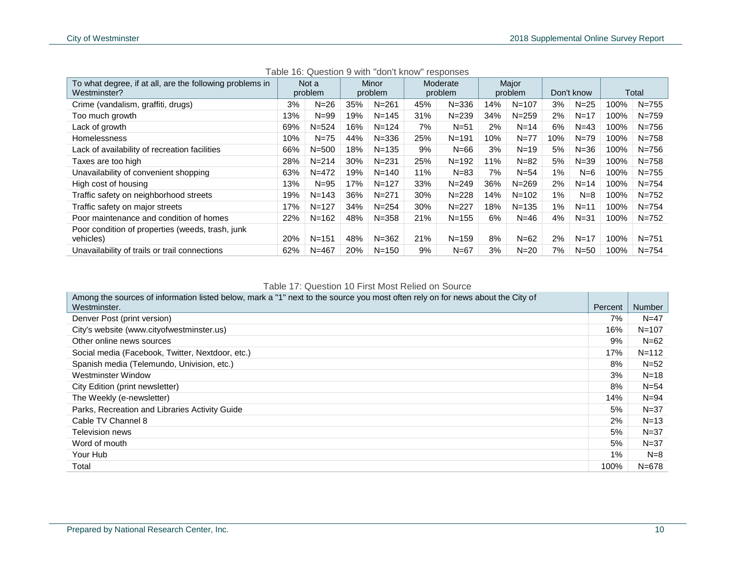Table 16: Question 9 with "don't know" responses

| To what degree, if at all, are the following problems in Westminster? | Not a problem | | Minor problem | | Moderate problem | | Major problem | | Don't know | | Total | |
|---|---|---|---|---|---|---|---|---|---|---|---|---|
| Crime (vandalism, graffiti, drugs) | 3% | N=26 | 35% | N=261 | 45% | N=336 | 14% | N=107 | 3% | N=25 | 100% | N=755 |
| Too much growth | 13% | N=99 | 19% | N=145 | 31% | N=239 | 34% | N=259 | 2% | N=17 | 100% | N=759 |
| Lack of growth | 69% | N=524 | 16% | N=124 | 7% | N=51 | 2% | N=14 | 6% | N=43 | 100% | N=756 |
| Homelessness | 10% | N=75 | 44% | N=336 | 25% | N=191 | 10% | N=77 | 10% | N=79 | 100% | N=758 |
| Lack of availability of recreation facilities | 66% | N=500 | 18% | N=135 | 9% | N=66 | 3% | N=19 | 5% | N=36 | 100% | N=756 |
| Taxes are too high | 28% | N=214 | 30% | N=231 | 25% | N=192 | 11% | N=82 | 5% | N=39 | 100% | N=758 |
| Unavailability of convenient shopping | 63% | N=472 | 19% | N=140 | 11% | N=83 | 7% | N=54 | 1% | N=6 | 100% | N=755 |
| High cost of housing | 13% | N=95 | 17% | N=127 | 33% | N=249 | 36% | N=269 | 2% | N=14 | 100% | N=754 |
| Traffic safety on neighborhood streets | 19% | N=143 | 36% | N=271 | 30% | N=228 | 14% | N=102 | 1% | N=8 | 100% | N=752 |
| Traffic safety on major streets | 17% | N=127 | 34% | N=254 | 30% | N=227 | 18% | N=135 | 1% | N=11 | 100% | N=754 |
| Poor maintenance and condition of homes | 22% | N=162 | 48% | N=358 | 21% | N=155 | 6% | N=46 | 4% | N=31 | 100% | N=752 |
| Poor condition of properties (weeds, trash, junk vehicles) | 20% | N=151 | 48% | N=362 | 21% | N=159 | 8% | N=62 | 2% | N=17 | 100% | N=751 |
| Unavailability of trails or trail connections | 62% | N=467 | 20% | N=150 | 9% | N=67 | 3% | N=20 | 7% | N=50 | 100% | N=754 |

Table 17: Question 10 First Most Relied on Source

| Among the sources of information listed below, mark a "1" next to the source you most often rely on for news about the City of Westminster. | Percent | Number |
|---|---|---|
| Denver Post (print version) | 7% | N=47 |
| City's website (www.cityofwestminster.us) | 16% | N=107 |
| Other online news sources | 9% | N=62 |
| Social media (Facebook, Twitter, Nextdoor, etc.) | 17% | N=112 |
| Spanish media (Telemundo, Univision, etc.) | 8% | N=52 |
| Westminster Window | 3% | N=18 |
| City Edition (print newsletter) | 8% | N=54 |
| The Weekly (e-newsletter) | 14% | N=94 |
| Parks, Recreation and Libraries Activity Guide | 5% | N=37 |
| Cable TV Channel 8 | 2% | N=13 |
| Television news | 5% | N=37 |
| Word of mouth | 5% | N=37 |
| Your Hub | 1% | N=8 |
| Total | 100% | N=678 |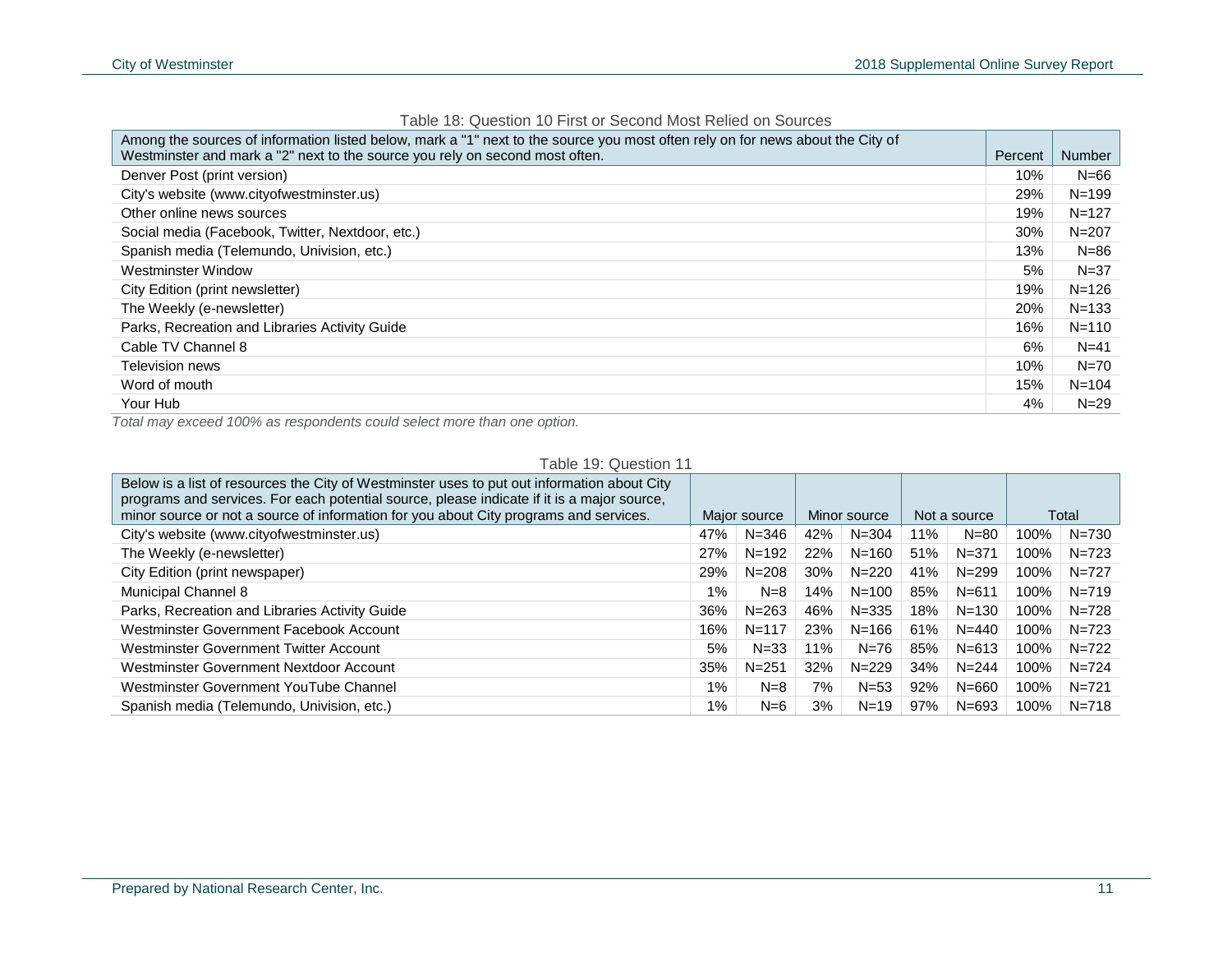Table 18: Question 10 First or Second Most Relied on Sources

| Among the sources of information listed below, mark a "1" next to the source you most often rely on for news about the City of Westminster and mark a "2" next to the source you rely on second most often. | Percent | Number |
|---|---|---|
| Denver Post (print version) | 10% | N=66 |
| City's website (www.cityofwestminster.us) | 29% | N=199 |
| Other online news sources | 19% | N=127 |
| Social media (Facebook, Twitter, Nextdoor, etc.) | 30% | N=207 |
| Spanish media (Telemundo, Univision, etc.) | 13% | N=86 |
| Westminster Window | 5% | N=37 |
| City Edition (print newsletter) | 19% | N=126 |
| The Weekly (e-newsletter) | 20% | N=133 |
| Parks, Recreation and Libraries Activity Guide | 16% | N=110 |
| Cable TV Channel 8 | 6% | N=41 |
| Television news | 10% | N=70 |
| Word of mouth | 15% | N=104 |
| Your Hub | 4% | N=29 |

*Total may exceed 100% as respondents could select more than one option.*

Table 19: Question 11

| Below is a list of resources the City of Westminster uses to put out information about City programs and services. For each potential source, please indicate if it is a major source, minor source or not a source of information for you about City programs and services. | Major source | | Minor source | | Not a source | | Total | |
|---|---|---|---|---|---|---|---|---|
| City's website (www.cityofwestminster.us) | 47% | N=346 | 42% | N=304 | 11% | N=80 | 100% | N=730 |
| The Weekly (e-newsletter) | 27% | N=192 | 22% | N=160 | 51% | N=371 | 100% | N=723 |
| City Edition (print newspaper) | 29% | N=208 | 30% | N=220 | 41% | N=299 | 100% | N=727 |
| Municipal Channel 8 | 1% | N=8 | 14% | N=100 | 85% | N=611 | 100% | N=719 |
| Parks, Recreation and Libraries Activity Guide | 36% | N=263 | 46% | N=335 | 18% | N=130 | 100% | N=728 |
| Westminster Government Facebook Account | 16% | N=117 | 23% | N=166 | 61% | N=440 | 100% | N=723 |
| Westminster Government Twitter Account | 5% | N=33 | 11% | N=76 | 85% | N=613 | 100% | N=722 |
| Westminster Government Nextdoor Account | 35% | N=251 | 32% | N=229 | 34% | N=244 | 100% | N=724 |
| Westminster Government YouTube Channel | 1% | N=8 | 7% | N=53 | 92% | N=660 | 100% | N=721 |
| Spanish media (Telemundo, Univision, etc.) | 1% | N=6 | 3% | N=19 | 97% | N=693 | 100% | N=718 |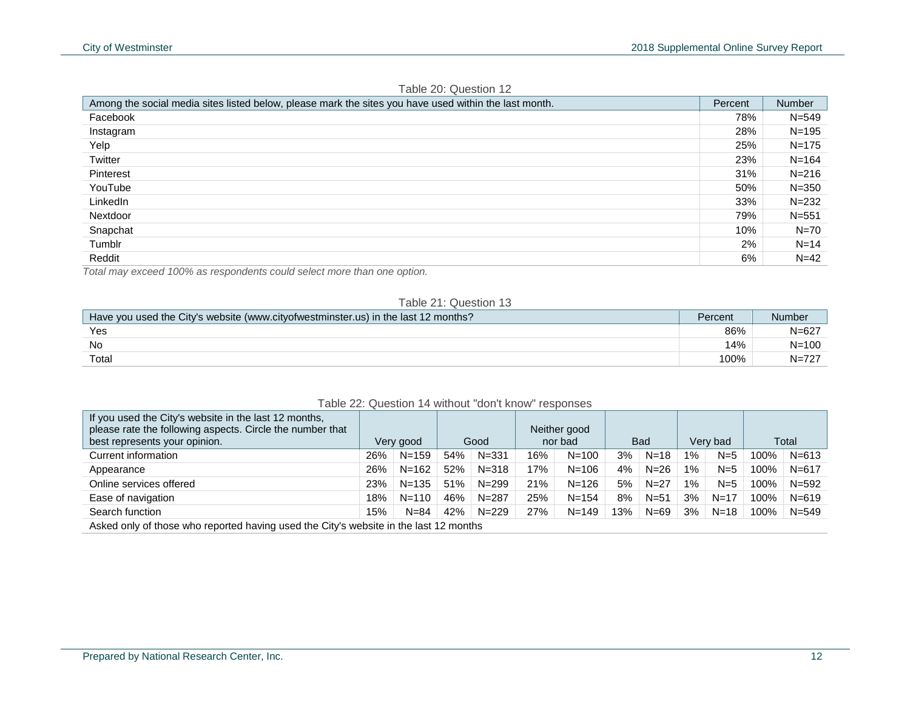Table 20: Question 12

| Among the social media sites listed below, please mark the sites you have used within the last month. | Percent | Number |
|---|---|---|
| Facebook | 78% | N=549 |
| Instagram | 28% | N=195 |
| Yelp | 25% | N=175 |
| Twitter | 23% | N=164 |
| Pinterest | 31% | N=216 |
| YouTube | 50% | N=350 |
| LinkedIn | 33% | N=232 |
| Nextdoor | 79% | N=551 |
| Snapchat | 10% | N=70 |
| Tumblr | 2% | N=14 |
| Reddit | 6% | N=42 |

*Total may exceed 100% as respondents could select more than one option.*

Table 21: Question 13

| Have you used the City's website (www.cityofwestminster.us) in the last 12 months? | Percent | Number |
|---|---|---|
| Yes | 86% | N=627 |
| No | 14% | N=100 |
| Total | 100% | N=727 |

Table 22: Question 14 without "don't know" responses

| If you used the City's website in the last 12 months, please rate the following aspects. Circle the number that best represents your opinion. | Very good | | Good | | Neither good nor bad | | Bad | | Very bad | | Total | |
|---|---|---|---|---|---|---|---|---|---|---|---|---|
| Current information | 26% | N=159 | 54% | N=331 | 16% | N=100 | 3% | N=18 | 1% | N=5 | 100% | N=613 |
| Appearance | 26% | N=162 | 52% | N=318 | 17% | N=106 | 4% | N=26 | 1% | N=5 | 100% | N=617 |
| Online services offered | 23% | N=135 | 51% | N=299 | 21% | N=126 | 5% | N=27 | 1% | N=5 | 100% | N=592 |
| Ease of navigation | 18% | N=110 | 46% | N=287 | 25% | N=154 | 8% | N=51 | 3% | N=17 | 100% | N=619 |
| Search function | 15% | N=84 | 42% | N=229 | 27% | N=149 | 13% | N=69 | 3% | N=18 | 100% | N=549 |

Asked only of those who reported having used the City's website in the last 12 months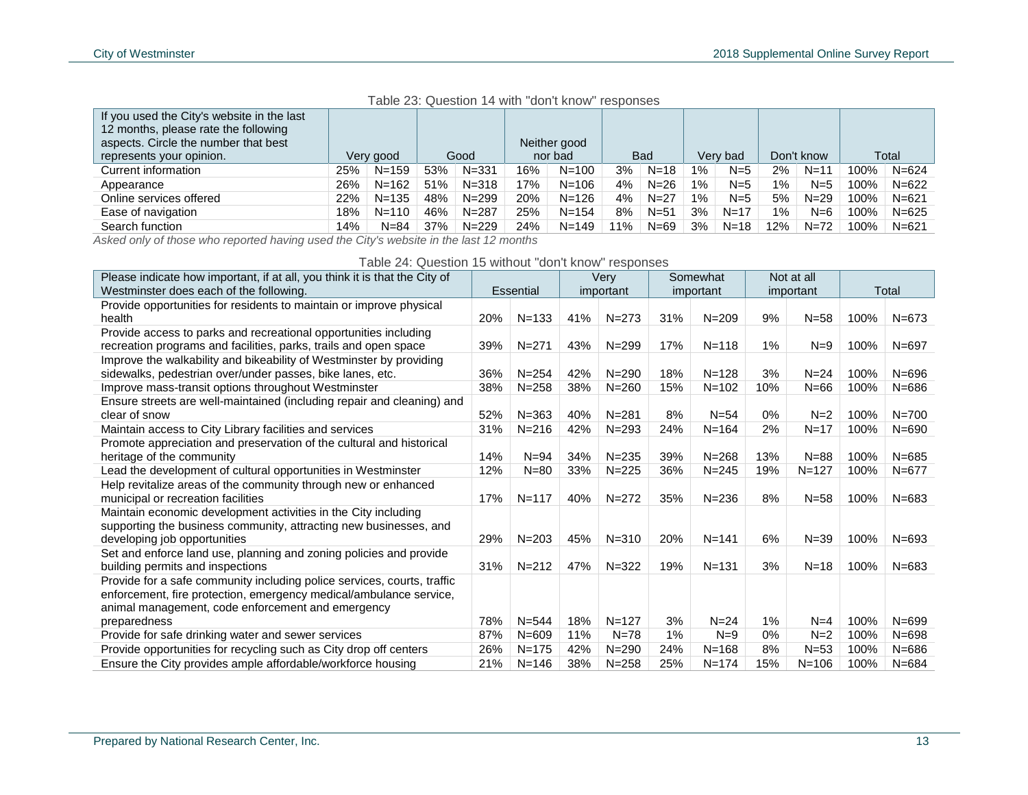Table 23: Question 14 with "don't know" responses

| If you used the City's website in the last 12 months, please rate the following aspects. Circle the number that best represents your opinion. | Very good | | Good | | Neither good nor bad | | Bad | | Very bad | | Don't know | | Total | |
|---|---|---|---|---|---|---|---|---|---|---|---|---|---|---|
| Current information | 25% | N=159 | 53% | N=331 | 16% | N=100 | 3% | N=18 | 1% | N=5 | 2% | N=11 | 100% | N=624 |
| Appearance | 26% | N=162 | 51% | N=318 | 17% | N=106 | 4% | N=26 | 1% | N=5 | 1% | N=5 | 100% | N=622 |
| Online services offered | 22% | N=135 | 48% | N=299 | 20% | N=126 | 4% | N=27 | 1% | N=5 | 5% | N=29 | 100% | N=621 |
| Ease of navigation | 18% | N=110 | 46% | N=287 | 25% | N=154 | 8% | N=51 | 3% | N=17 | 1% | N=6 | 100% | N=625 |
| Search function | 14% | N=84 | 37% | N=229 | 24% | N=149 | 11% | N=69 | 3% | N=18 | 12% | N=72 | 100% | N=621 |

*Asked only of those who reported having used the City's website in the last 12 months*

Table 24: Question 15 without "don't know" responses

| Please indicate how important, if at all, you think it is that the City of Westminster does each of the following. | Essential | | Very important | | Somewhat important | | Not at all important | | Total | |
|---|---|---|---|---|---|---|---|---|---|---|
| Provide opportunities for residents to maintain or improve physical health | 20% | N=133 | 41% | N=273 | 31% | N=209 | 9% | N=58 | 100% | N=673 |
| Provide access to parks and recreational opportunities including recreation programs and facilities, parks, trails and open space | 39% | N=271 | 43% | N=299 | 17% | N=118 | 1% | N=9 | 100% | N=697 |
| Improve the walkability and bikeability of Westminster by providing sidewalks, pedestrian over/under passes, bike lanes, etc. | 36% | N=254 | 42% | N=290 | 18% | N=128 | 3% | N=24 | 100% | N=696 |
| Improve mass-transit options throughout Westminster | 38% | N=258 | 38% | N=260 | 15% | N=102 | 10% | N=66 | 100% | N=686 |
| Ensure streets are well-maintained (including repair and cleaning) and clear of snow | 52% | N=363 | 40% | N=281 | 8% | N=54 | 0% | N=2 | 100% | N=700 |
| Maintain access to City Library facilities and services | 31% | N=216 | 42% | N=293 | 24% | N=164 | 2% | N=17 | 100% | N=690 |
| Promote appreciation and preservation of the cultural and historical heritage of the community | 14% | N=94 | 34% | N=235 | 39% | N=268 | 13% | N=88 | 100% | N=685 |
| Lead the development of cultural opportunities in Westminster | 12% | N=80 | 33% | N=225 | 36% | N=245 | 19% | N=127 | 100% | N=677 |
| Help revitalize areas of the community through new or enhanced municipal or recreation facilities | 17% | N=117 | 40% | N=272 | 35% | N=236 | 8% | N=58 | 100% | N=683 |
| Maintain economic development activities in the City including supporting the business community, attracting new businesses, and developing job opportunities | 29% | N=203 | 45% | N=310 | 20% | N=141 | 6% | N=39 | 100% | N=693 |
| Set and enforce land use, planning and zoning policies and provide building permits and inspections | 31% | N=212 | 47% | N=322 | 19% | N=131 | 3% | N=18 | 100% | N=683 |
| Provide for a safe community including police services, courts, traffic enforcement, fire protection, emergency medical/ambulance service, animal management, code enforcement and emergency preparedness | 78% | N=544 | 18% | N=127 | 3% | N=24 | 1% | N=4 | 100% | N=699 |
| Provide for safe drinking water and sewer services | 87% | N=609 | 11% | N=78 | 1% | N=9 | 0% | N=2 | 100% | N=698 |
| Provide opportunities for recycling such as City drop off centers | 26% | N=175 | 42% | N=290 | 24% | N=168 | 8% | N=53 | 100% | N=686 |
| Ensure the City provides ample affordable/workforce housing | 21% | N=146 | 38% | N=258 | 25% | N=174 | 15% | N=106 | 100% | N=684 |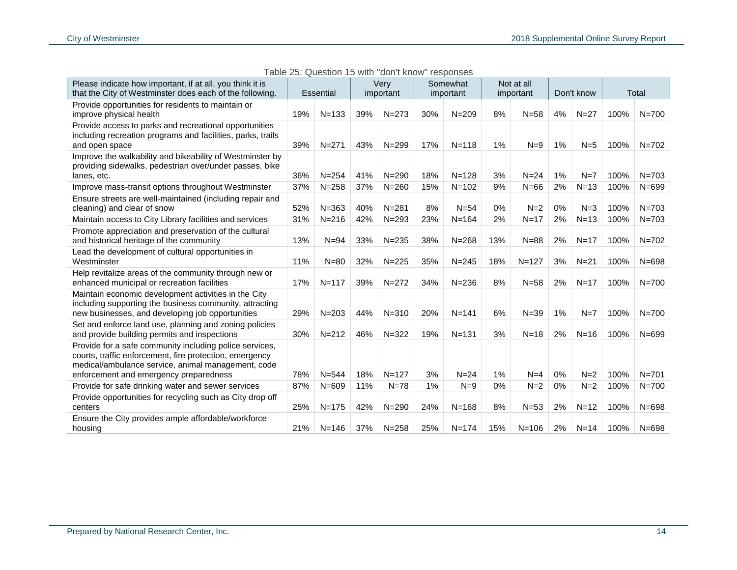Table 25: Question 15 with "don't know" responses

| Please indicate how important, if at all, you think it is that the City of Westminster does each of the following. | Essential | | Very important | | Somewhat important | | Not at all important | | Don't know | | Total | |
|---|---|---|---|---|---|---|---|---|---|---|---|---|
| Provide opportunities for residents to maintain or improve physical health | 19% | N=133 | 39% | N=273 | 30% | N=209 | 8% | N=58 | 4% | N=27 | 100% | N=700 |
| Provide access to parks and recreational opportunities including recreation programs and facilities, parks, trails and open space | 39% | N=271 | 43% | N=299 | 17% | N=118 | 1% | N=9 | 1% | N=5 | 100% | N=702 |
| Improve the walkability and bikeability of Westminster by providing sidewalks, pedestrian over/under passes, bike lanes, etc. | 36% | N=254 | 41% | N=290 | 18% | N=128 | 3% | N=24 | 1% | N=7 | 100% | N=703 |
| Improve mass-transit options throughout Westminster | 37% | N=258 | 37% | N=260 | 15% | N=102 | 9% | N=66 | 2% | N=13 | 100% | N=699 |
| Ensure streets are well-maintained (including repair and cleaning) and clear of snow | 52% | N=363 | 40% | N=281 | 8% | N=54 | 0% | N=2 | 0% | N=3 | 100% | N=703 |
| Maintain access to City Library facilities and services | 31% | N=216 | 42% | N=293 | 23% | N=164 | 2% | N=17 | 2% | N=13 | 100% | N=703 |
| Promote appreciation and preservation of the cultural and historical heritage of the community | 13% | N=94 | 33% | N=235 | 38% | N=268 | 13% | N=88 | 2% | N=17 | 100% | N=702 |
| Lead the development of cultural opportunities in Westminster | 11% | N=80 | 32% | N=225 | 35% | N=245 | 18% | N=127 | 3% | N=21 | 100% | N=698 |
| Help revitalize areas of the community through new or enhanced municipal or recreation facilities | 17% | N=117 | 39% | N=272 | 34% | N=236 | 8% | N=58 | 2% | N=17 | 100% | N=700 |
| Maintain economic development activities in the City including supporting the business community, attracting new businesses, and developing job opportunities | 29% | N=203 | 44% | N=310 | 20% | N=141 | 6% | N=39 | 1% | N=7 | 100% | N=700 |
| Set and enforce land use, planning and zoning policies and provide building permits and inspections | 30% | N=212 | 46% | N=322 | 19% | N=131 | 3% | N=18 | 2% | N=16 | 100% | N=699 |
| Provide for a safe community including police services, courts, traffic enforcement, fire protection, emergency medical/ambulance service, animal management, code enforcement and emergency preparedness | 78% | N=544 | 18% | N=127 | 3% | N=24 | 1% | N=4 | 0% | N=2 | 100% | N=701 |
| Provide for safe drinking water and sewer services | 87% | N=609 | 11% | N=78 | 1% | N=9 | 0% | N=2 | 0% | N=2 | 100% | N=700 |
| Provide opportunities for recycling such as City drop off centers | 25% | N=175 | 42% | N=290 | 24% | N=168 | 8% | N=53 | 2% | N=12 | 100% | N=698 |
| Ensure the City provides ample affordable/workforce housing | 21% | N=146 | 37% | N=258 | 25% | N=174 | 15% | N=106 | 2% | N=14 | 100% | N=698 |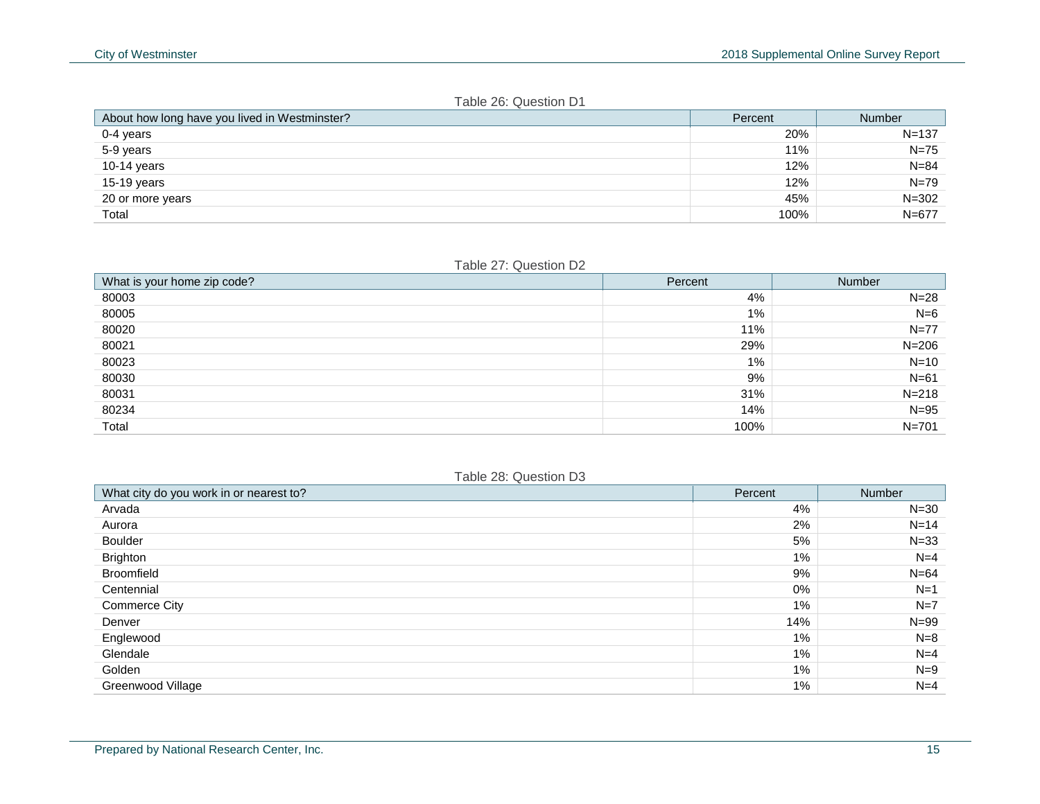Table 26: Question D1

| About how long have you lived in Westminster? | Percent | Number |
|---|---|---|
| 0-4 years | 20% | N=137 |
| 5-9 years | 11% | N=75 |
| 10-14 years | 12% | N=84 |
| 15-19 years | 12% | N=79 |
| 20 or more years | 45% | N=302 |
| Total | 100% | N=677 |

Table 27: Question D2

| What is your home zip code? | Percent | Number |
|---|---|---|
| 80003 | 4% | N=28 |
| 80005 | 1% | N=6 |
| 80020 | 11% | N=77 |
| 80021 | 29% | N=206 |
| 80023 | 1% | N=10 |
| 80030 | 9% | N=61 |
| 80031 | 31% | N=218 |
| 80234 | 14% | N=95 |
| Total | 100% | N=701 |

Table 28: Question D3

| What city do you work in or nearest to? | Percent | Number |
|---|---|---|
| Arvada | 4% | N=30 |
| Aurora | 2% | N=14 |
| Boulder | 5% | N=33 |
| Brighton | 1% | N=4 |
| Broomfield | 9% | N=64 |
| Centennial | 0% | N=1 |
| Commerce City | 1% | N=7 |
| Denver | 14% | N=99 |
| Englewood | 1% | N=8 |
| Glendale | 1% | N=4 |
| Golden | 1% | N=9 |
| Greenwood Village | 1% | N=4 |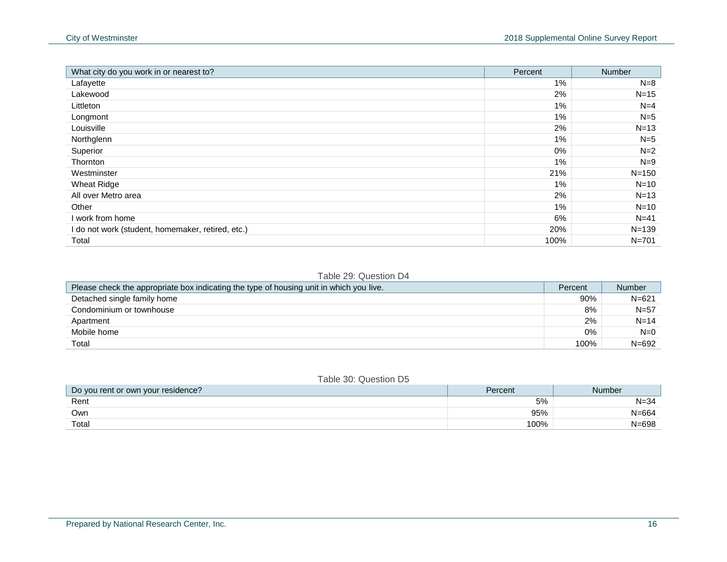| What city do you work in or nearest to? | Percent | Number |
|---|---|---|
| Lafayette | 1% | N=8 |
| Lakewood | 2% | N=15 |
| Littleton | 1% | N=4 |
| Longmont | 1% | N=5 |
| Louisville | 2% | N=13 |
| Northglenn | 1% | N=5 |
| Superior | 0% | N=2 |
| Thornton | 1% | N=9 |
| Westminster | 21% | N=150 |
| Wheat Ridge | 1% | N=10 |
| All over Metro area | 2% | N=13 |
| Other | 1% | N=10 |
| I work from home | 6% | N=41 |
| I do not work (student, homemaker, retired, etc.) | 20% | N=139 |
| Total | 100% | N=701 |

Table 29: Question D4

| Please check the appropriate box indicating the type of housing unit in which you live. | Percent | Number |
|---|---|---|
| Detached single family home | 90% | N=621 |
| Condominium or townhouse | 8% | N=57 |
| Apartment | 2% | N=14 |
| Mobile home | 0% | N=0 |
| Total | 100% | N=692 |

Table 30: Question D5

| Do you rent or own your residence? | Percent | Number |
|---|---|---|
| Rent | 5% | N=34 |
| Own | 95% | N=664 |
| Total | 100% | N=698 |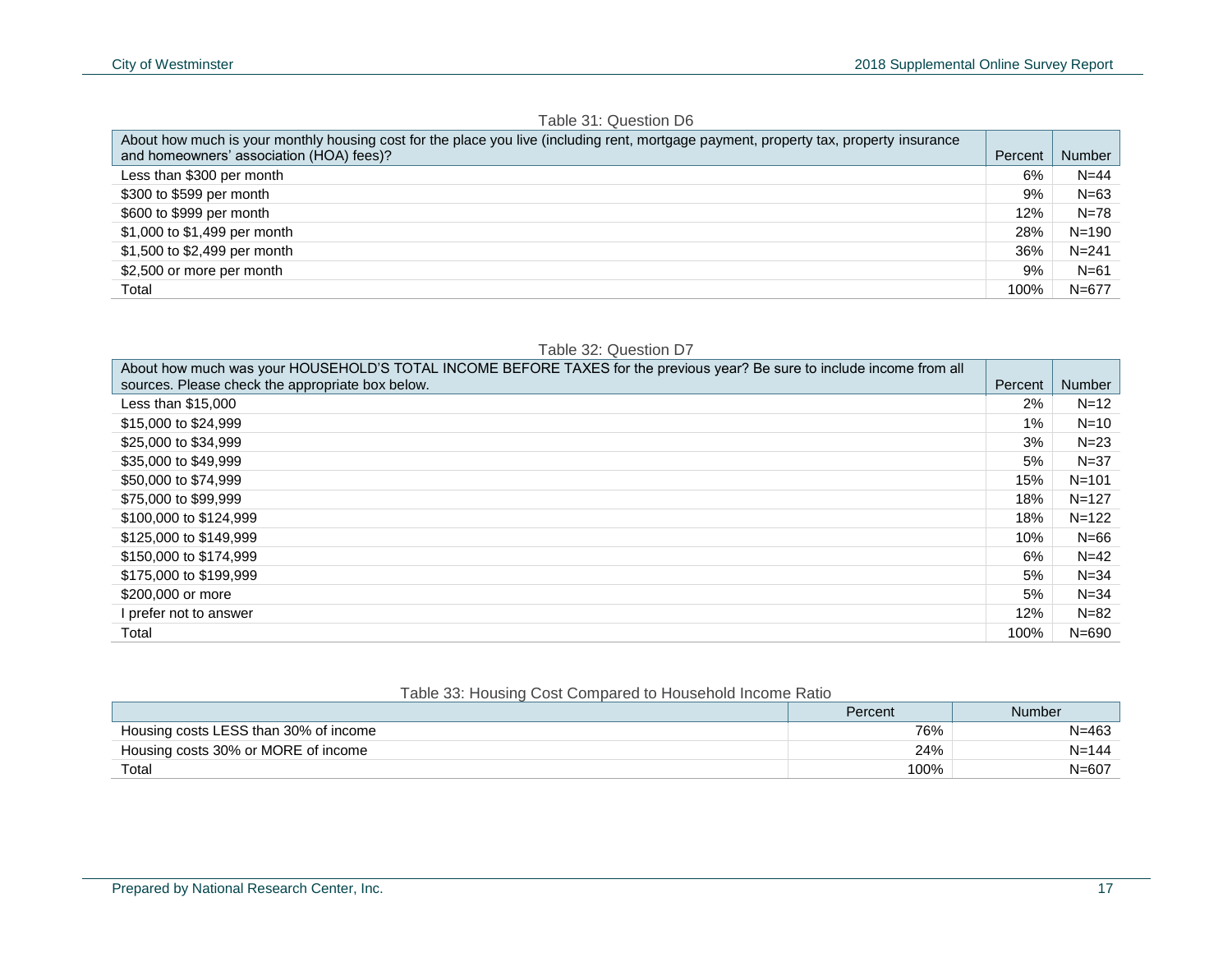Table 31: Question D6

| About how much is your monthly housing cost for the place you live (including rent, mortgage payment, property tax, property insurance and homeowners' association (HOA) fees)? | Percent | Number |
|---|---|---|
| Less than $300 per month | 6% | N=44 |
| $300 to $599 per month | 9% | N=63 |
| $600 to $999 per month | 12% | N=78 |
| $1,000 to $1,499 per month | 28% | N=190 |
| $1,500 to $2,499 per month | 36% | N=241 |
| $2,500 or more per month | 9% | N=61 |
| Total | 100% | N=677 |

Table 32: Question D7

| About how much was your HOUSEHOLD'S TOTAL INCOME BEFORE TAXES for the previous year? Be sure to include income from all sources. Please check the appropriate box below. | Percent | Number |
|---|---|---|
| Less than $15,000 | 2% | N=12 |
| $15,000 to $24,999 | 1% | N=10 |
| $25,000 to $34,999 | 3% | N=23 |
| $35,000 to $49,999 | 5% | N=37 |
| $50,000 to $74,999 | 15% | N=101 |
| $75,000 to $99,999 | 18% | N=127 |
| $100,000 to $124,999 | 18% | N=122 |
| $125,000 to $149,999 | 10% | N=66 |
| $150,000 to $174,999 | 6% | N=42 |
| $175,000 to $199,999 | 5% | N=34 |
| $200,000 or more | 5% | N=34 |
| I prefer not to answer | 12% | N=82 |
| Total | 100% | N=690 |

Table 33: Housing Cost Compared to Household Income Ratio

| | Percent | Number |
|---|---|---|
| Housing costs LESS than 30% of income | 76% | N=463 |
| Housing costs 30% or MORE of income | 24% | N=144 |
| Total | 100% | N=607 |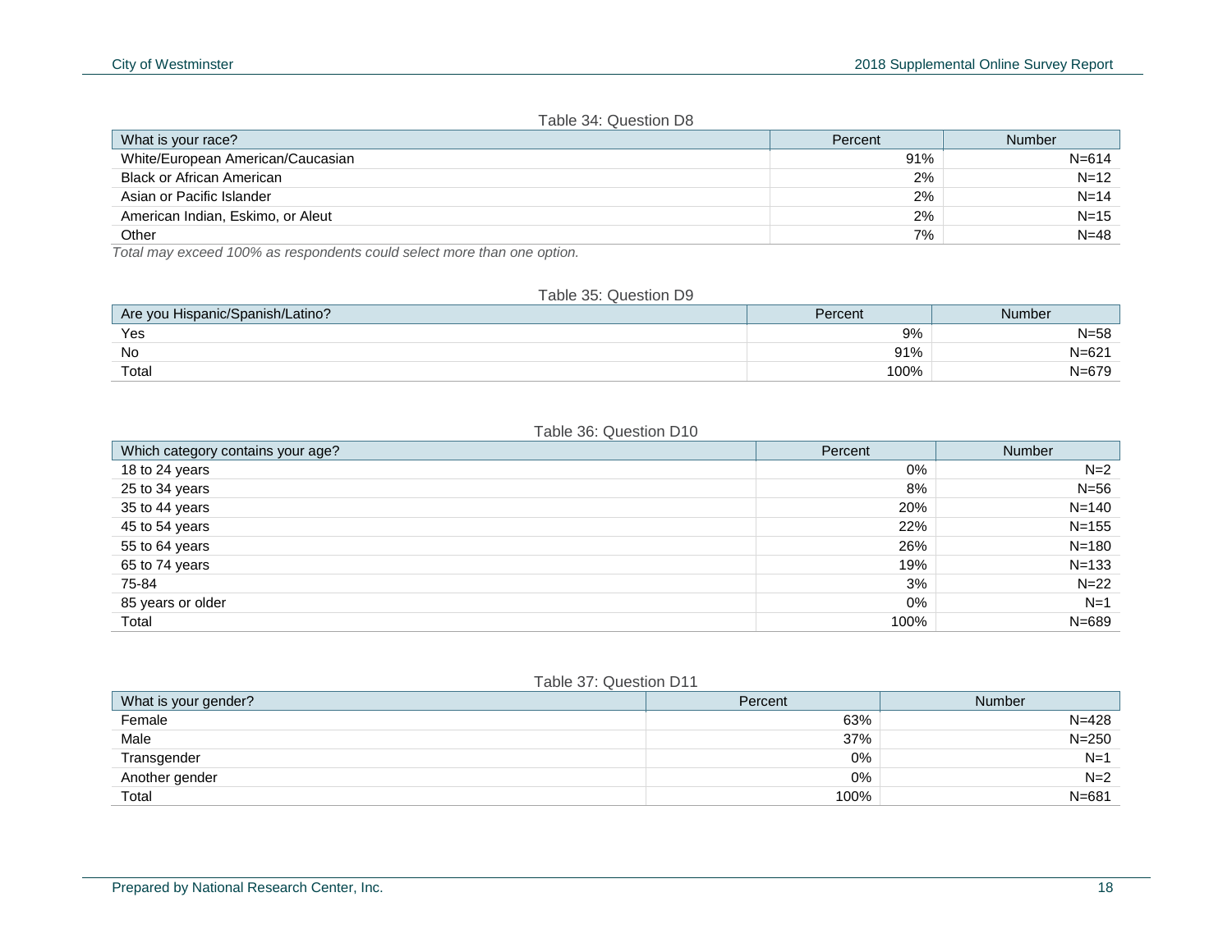Table 34: Question D8

| What is your race? | Percent | Number |
|---|---|---|
| White/European American/Caucasian | 91% | N=614 |
| Black or African American | 2% | N=12 |
| Asian or Pacific Islander | 2% | N=14 |
| American Indian, Eskimo, or Aleut | 2% | N=15 |
| Other | 7% | N=48 |

*Total may exceed 100% as respondents could select more than one option.*

Table 35: Question D9

| Are you Hispanic/Spanish/Latino? | Percent | Number |
|---|---|---|
| Yes | 9% | N=58 |
| No | 91% | N=621 |
| Total | 100% | N=679 |

Table 36: Question D10

| Which category contains your age? | Percent | Number |
|---|---|---|
| 18 to 24 years | 0% | N=2 |
| 25 to 34 years | 8% | N=56 |
| 35 to 44 years | 20% | N=140 |
| 45 to 54 years | 22% | N=155 |
| 55 to 64 years | 26% | N=180 |
| 65 to 74 years | 19% | N=133 |
| 75-84 | 3% | N=22 |
| 85 years or older | 0% | N=1 |
| Total | 100% | N=689 |

Table 37: Question D11

| What is your gender? | Percent | Number |
|---|---|---|
| Female | 63% | N=428 |
| Male | 37% | N=250 |
| Transgender | 0% | N=1 |
| Another gender | 0% | N=2 |
| Total | 100% | N=681 |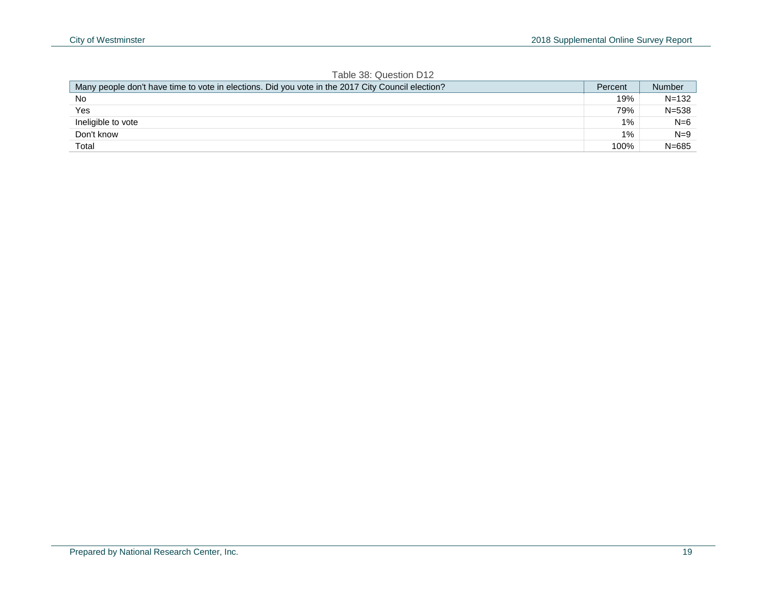Table 38: Question D12

| Many people don't have time to vote in elections. Did you vote in the 2017 City Council election? | Percent | Number |
|---|---|---|
| No | 19% | N=132 |
| Yes | 79% | N=538 |
| Ineligible to vote | 1% | N=6 |
| Don't know | 1% | N=9 |
| Total | 100% | N=685 |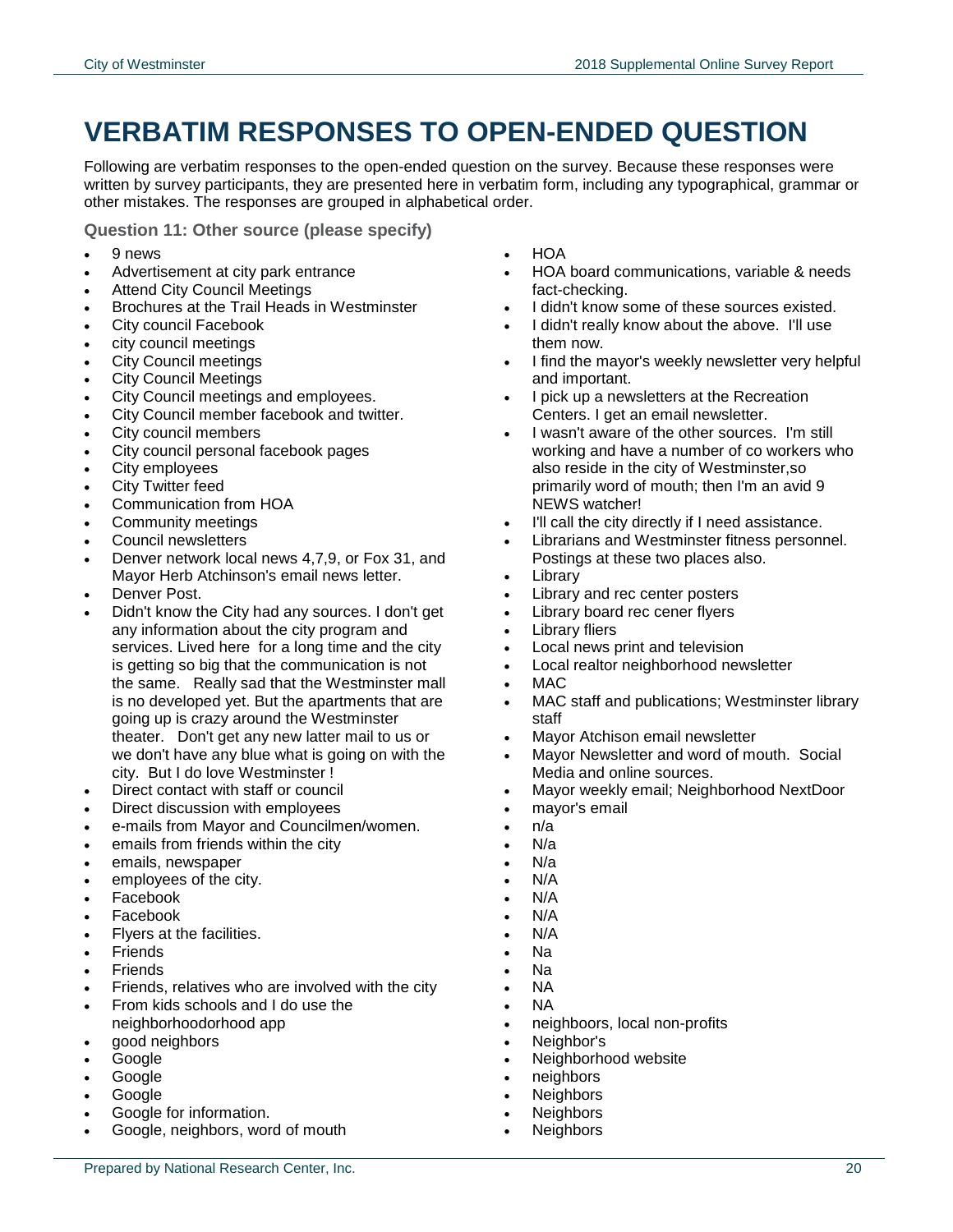# VERBATIM RESPONSES TO OPEN-ENDED QUESTION

Following are verbatim responses to the open-ended question on the survey. Because these responses were written by survey participants, they are presented here in verbatim form, including any typographical, grammar or other mistakes. The responses are grouped in alphabetical order.

### Question 11: Other source (please specify)

- 9 news
- Advertisement at city park entrance
- Attend City Council Meetings
- Brochures at the Trail Heads in Westminster
- City council Facebook
- city council meetings
- City Council meetings
- City Council Meetings
- City Council meetings and employees.
- City Council member facebook and twitter.
- City council members
- City council personal facebook pages
- City employees
- City Twitter feed
- Communication from HOA
- Community meetings
- Council newsletters
- Denver network local news 4,7,9, or Fox 31, and Mayor Herb Atchinson's email news letter.
- Denver Post.
- Didn't know the City had any sources. I don't get any information about the city program and services. Lived here for a long time and the city is getting so big that the communication is not the same. Really sad that the Westminster mall is no developed yet. But the apartments that are going up is crazy around the Westminster theater. Don't get any new latter mail to us or we don't have any blue what is going on with the city. But I do love Westminster !
- Direct contact with staff or council
- Direct discussion with employees
- e-mails from Mayor and Councilmen/women.
- emails from friends within the city
- emails, newspaper
- employees of the city.
- Facebook
- Facebook
- Flyers at the facilities.
- Friends
- Friends
- Friends, relatives who are involved with the city
- From kids schools and I do use the neighborhoodorhood app
- good neighbors
- Google
- Google
- Google
- Google for information.
- Google, neighbors, word of mouth
- HOA
- HOA board communications, variable & needs fact-checking.
- I didn't know some of these sources existed.
- I didn't really know about the above. I'll use them now.
- I find the mayor's weekly newsletter very helpful and important.
- I pick up a newsletters at the Recreation Centers. I get an email newsletter.
- I wasn't aware of the other sources. I'm still working and have a number of co workers who also reside in the city of Westminster,so primarily word of mouth; then I'm an avid 9 NEWS watcher!
- I'll call the city directly if I need assistance.
- Librarians and Westminster fitness personnel. Postings at these two places also.
- Library
- Library and rec center posters
- Library board rec cener flyers
- Library fliers
- Local news print and television
- Local realtor neighborhood newsletter
- MAC
- MAC staff and publications; Westminster library staff
- Mayor Atchison email newsletter
- Mayor Newsletter and word of mouth. Social Media and online sources.
- Mayor weekly email; Neighborhood NextDoor
- mayor's email
- n/a
- N/a
- N/a
- N/A
- N/A
- N/A
- N/A
- Na
- Na
- NA
- NA
- neighboors, local non-profits
- Neighbor's
- Neighborhood website
- neighbors
- Neighbors
- Neighbors
- Neighbors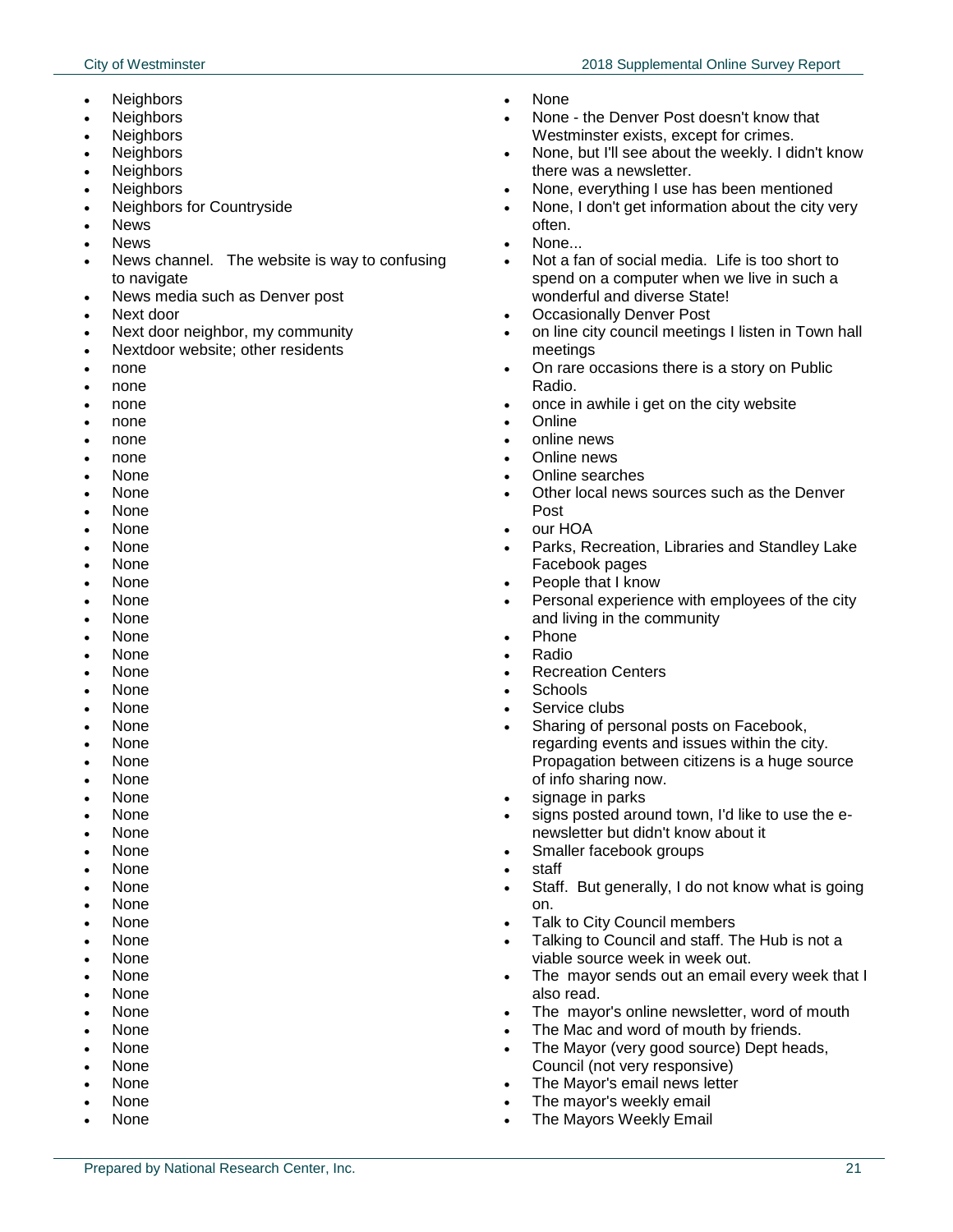- Neighbors
- Neighbors
- Neighbors
- Neighbors
- Neighbors
- Neighbors
- Neighbors for Countryside
- News
- News
- News channel.   The website is way to confusing to navigate
- News media such as Denver post
- Next door
- Next door neighbor, my community
- Nextdoor website; other residents
- none
- none
- none
- none
- none
- none
- None
- None
- None
- None
- None
- None
- None
- None
- None
- None
- None
- None
- None
- None
- None
- None
- None
- None
- None
- None
- None
- None
- None
- None
- None
- None
- None
- None
- None
- None
- None
- None
- None
- None
- None
- None - the Denver Post doesn't know that Westminster exists, except for crimes.
- None, but I'll see about the weekly. I didn't know there was a newsletter.
- None, everything I use has been mentioned
- None, I don't get information about the city very often.
- None...
- Not a fan of social media.  Life is too short to spend on a computer when we live in such a wonderful and diverse State!
- Occasionally Denver Post
- on line city council meetings I listen in Town hall meetings
- On rare occasions there is a story on Public Radio.
- once in awhile i get on the city website
- Online
- online news
- Online news
- Online searches
- Other local news sources such as the Denver Post
- our HOA
- Parks, Recreation, Libraries and Standley Lake Facebook pages
- People that I know
- Personal experience with employees of the city and living in the community
- Phone
- Radio
- Recreation Centers
- Schools
- Service clubs
- Sharing of personal posts on Facebook, regarding events and issues within the city. Propagation between citizens is a huge source of info sharing now.
- signage in parks
- signs posted around town, I'd like to use the e-newsletter but didn't know about it
- Smaller facebook groups
- staff
- Staff.  But generally, I do not know what is going on.
- Talk to City Council members
- Talking to Council and staff. The Hub is not a viable source week in week out.
- The  mayor sends out an email every week that I also read.
- The  mayor's online newsletter, word of mouth
- The Mac and word of mouth by friends.
- The Mayor (very good source) Dept heads, Council (not very responsive)
- The Mayor's email news letter
- The mayor's weekly email
- The Mayors Weekly Email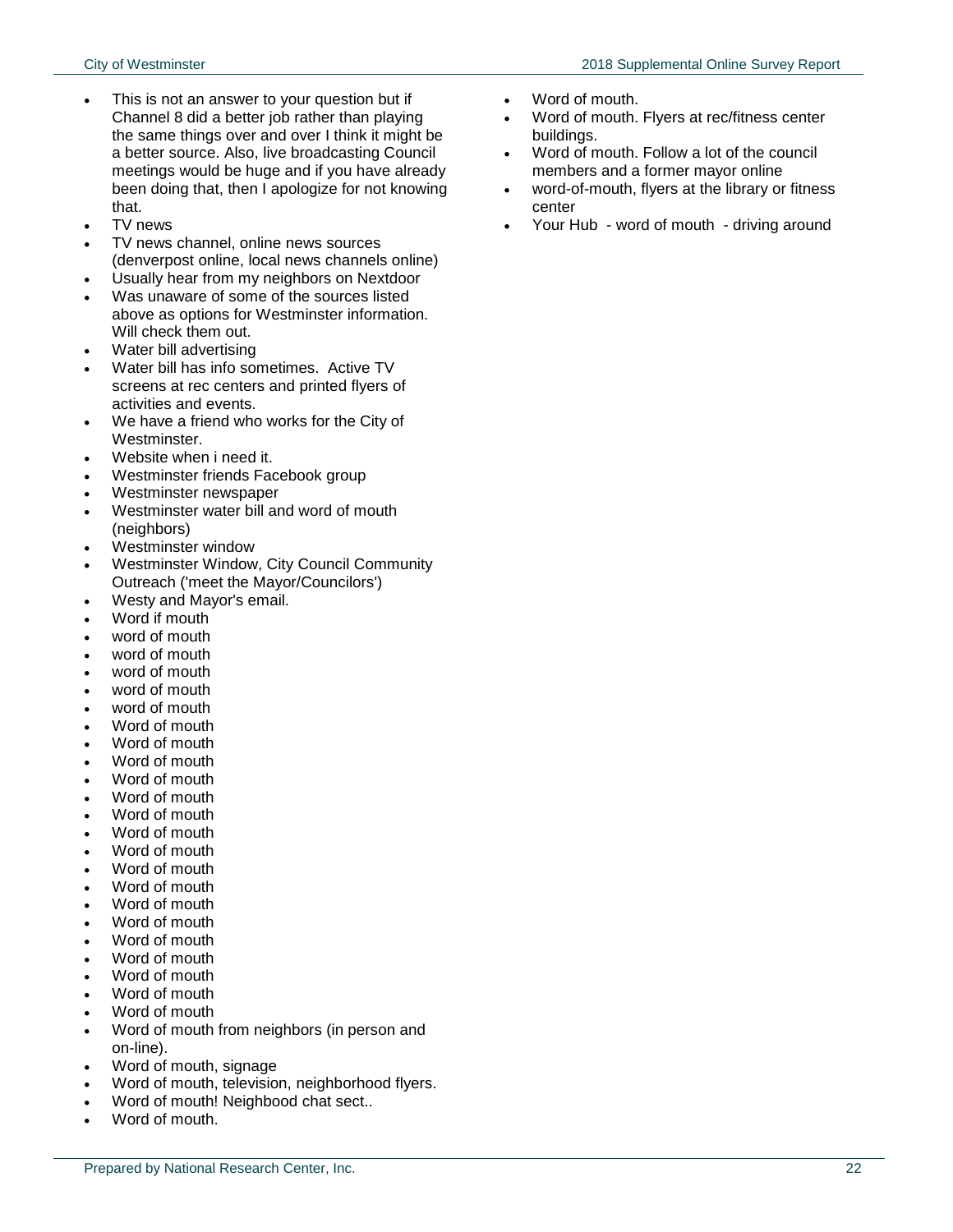- This is not an answer to your question but if Channel 8 did a better job rather than playing the same things over and over I think it might be a better source. Also, live broadcasting Council meetings would be huge and if you have already been doing that, then I apologize for not knowing that.
- TV news
- TV news channel, online news sources (denverpost online, local news channels online)
- Usually hear from my neighbors on Nextdoor
- Was unaware of some of the sources listed above as options for Westminster information. Will check them out.
- Water bill advertising
- Water bill has info sometimes. Active TV screens at rec centers and printed flyers of activities and events.
- We have a friend who works for the City of Westminster.
- Website when i need it.
- Westminster friends Facebook group
- Westminster newspaper
- Westminster water bill and word of mouth (neighbors)
- Westminster window
- Westminster Window, City Council Community Outreach ('meet the Mayor/Councilors')
- Westy and Mayor's email.
- Word if mouth
- word of mouth
- word of mouth
- word of mouth
- word of mouth
- word of mouth
- Word of mouth
- Word of mouth
- Word of mouth
- Word of mouth
- Word of mouth
- Word of mouth
- Word of mouth
- Word of mouth
- Word of mouth
- Word of mouth
- Word of mouth
- Word of mouth
- Word of mouth
- Word of mouth
- Word of mouth
- Word of mouth
- Word of mouth
- Word of mouth from neighbors (in person and on-line).
- Word of mouth, signage
- Word of mouth, television, neighborhood flyers.
- Word of mouth! Neighbood chat sect..
- Word of mouth.
- Word of mouth.
- Word of mouth. Flyers at rec/fitness center buildings.
- Word of mouth. Follow a lot of the council members and a former mayor online
- word-of-mouth, flyers at the library or fitness center
- Your Hub - word of mouth - driving around